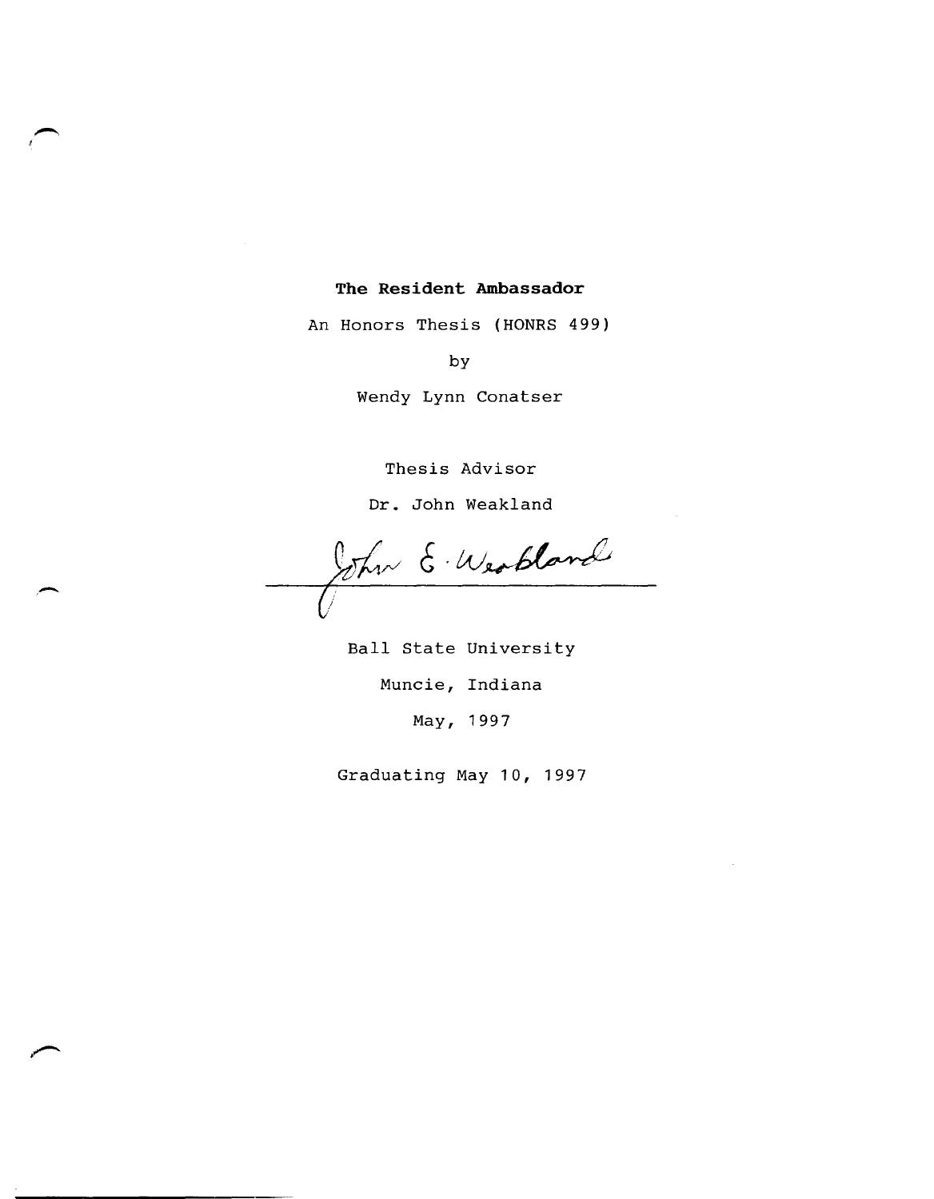# The Resident Ambassador

An Honors Thesis (HONRS 499)

by

Wendy Lynn Conatser

Thesis Advisor

Dr. John Weakland

John E. Weakland

Ball State University

Muncie, Indiana

May, 1997

Graduating May 10, 1997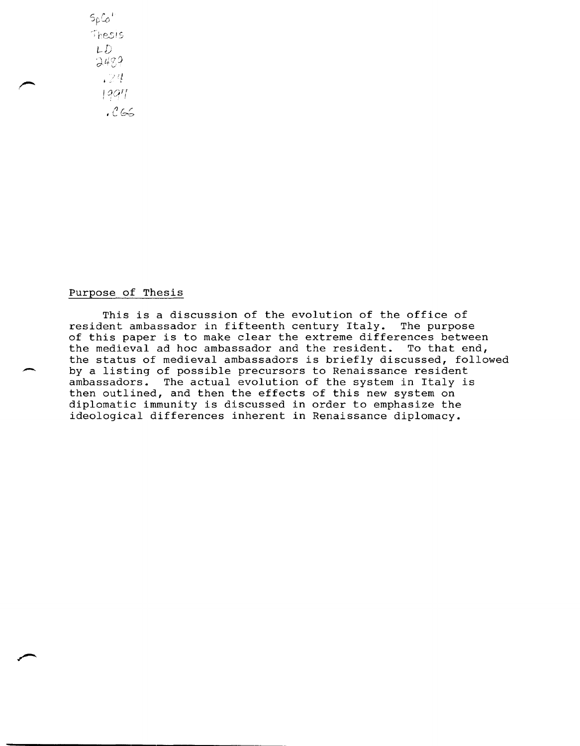SpCol
Thesis
LD
2489
.Z4
1994
.C66

## Purpose of Thesis

This is a discussion of the evolution of the office of resident ambassador in fifteenth century Italy. The purpose of this paper is to make clear the extreme differences between the medieval ad hoc ambassador and the resident. To that end, the status of medieval ambassadors is briefly discussed, followed by a listing of possible precursors to Renaissance resident ambassadors. The actual evolution of the system in Italy is then outlined, and then the effects of this new system on diplomatic immunity is discussed in order to emphasize the ideological differences inherent in Renaissance diplomacy.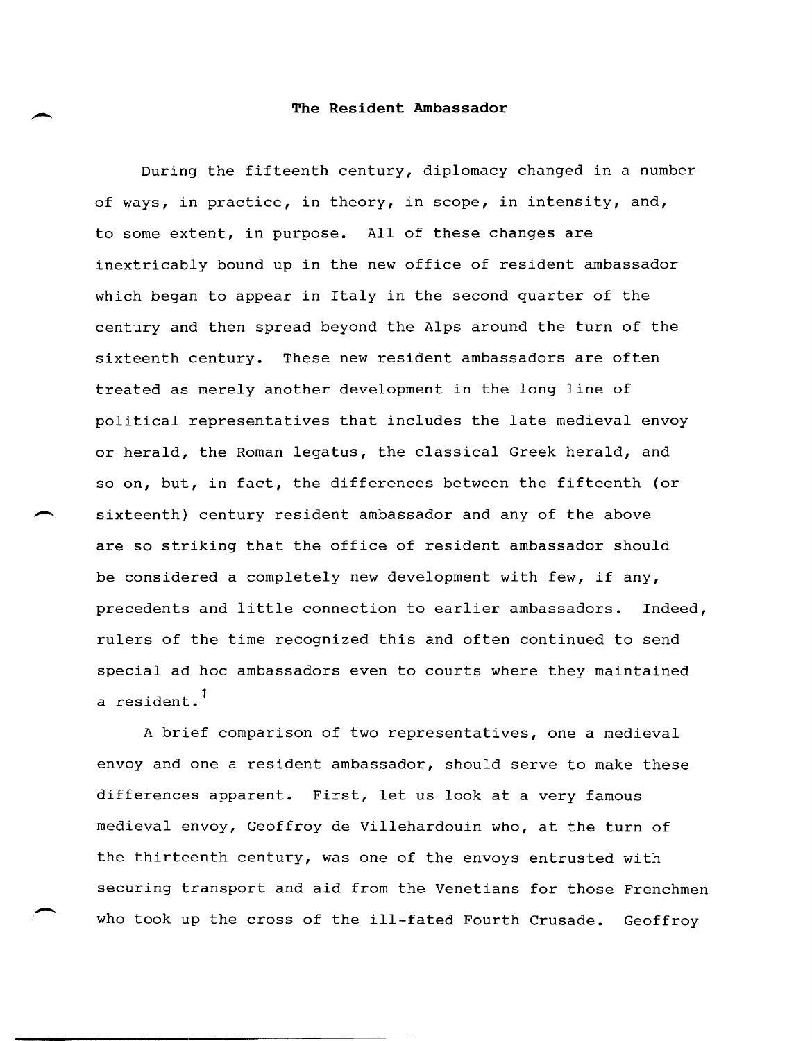# The Resident Ambassador

During the fifteenth century, diplomacy changed in a number of ways, in practice, in theory, in scope, in intensity, and, to some extent, in purpose. All of these changes are inextricably bound up in the new office of resident ambassador which began to appear in Italy in the second quarter of the century and then spread beyond the Alps around the turn of the sixteenth century. These new resident ambassadors are often treated as merely another development in the long line of political representatives that includes the late medieval envoy or herald, the Roman legatus, the classical Greek herald, and so on, but, in fact, the differences between the fifteenth (or sixteenth) century resident ambassador and any of the above are so striking that the office of resident ambassador should be considered a completely new development with few, if any, precedents and little connection to earlier ambassadors. Indeed, rulers of the time recognized this and often continued to send special ad hoc ambassadors even to courts where they maintained a resident.[1]

A brief comparison of two representatives, one a medieval envoy and one a resident ambassador, should serve to make these differences apparent. First, let us look at a very famous medieval envoy, Geoffroy de Villehardouin who, at the turn of the thirteenth century, was one of the envoys entrusted with securing transport and aid from the Venetians for those Frenchmen who took up the cross of the ill-fated Fourth Crusade. Geoffroy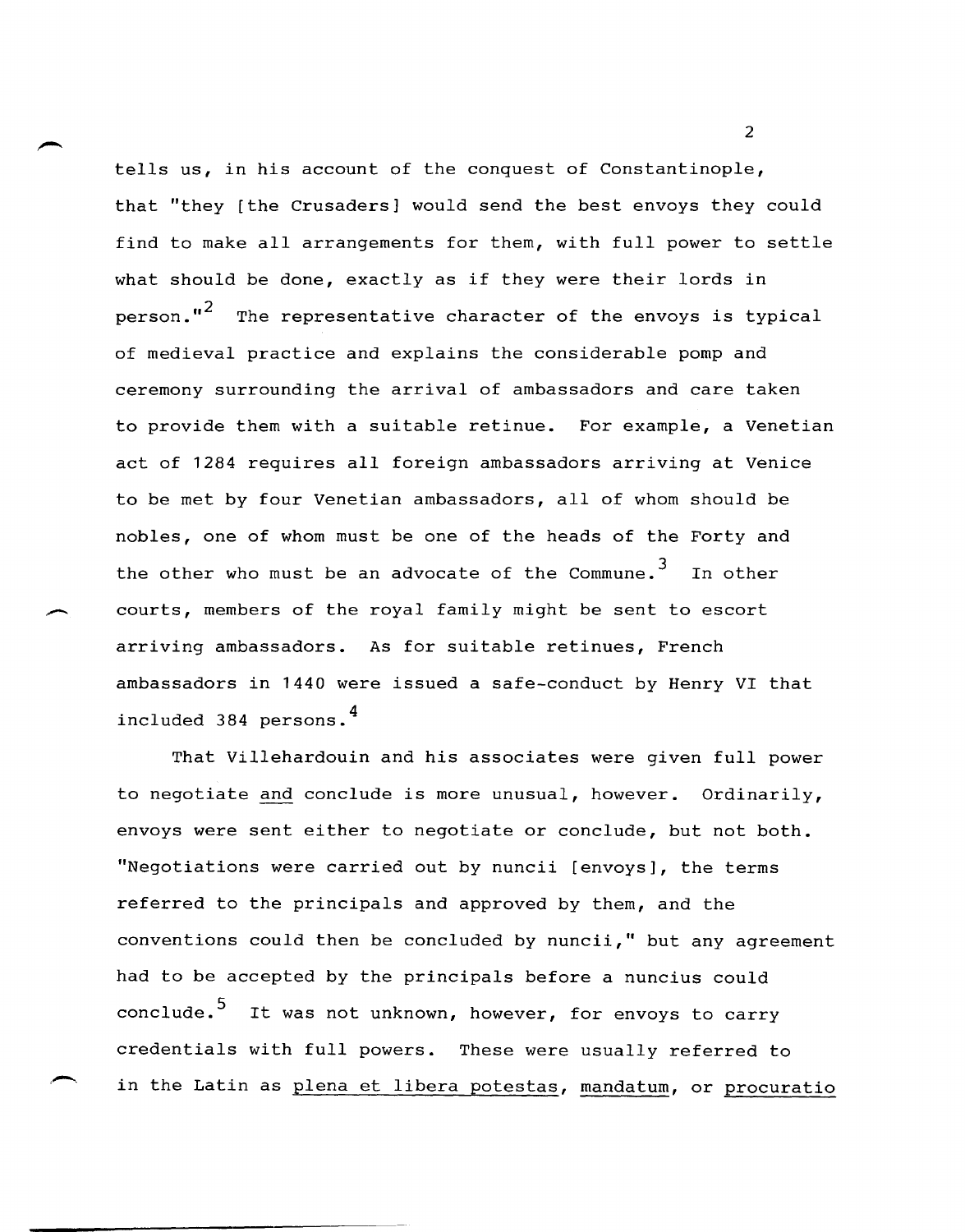tells us, in his account of the conquest of Constantinople, that "they [the Crusaders] would send the best envoys they could find to make all arrangements for them, with full power to settle what should be done, exactly as if they were their lords in person."[2] The representative character of the envoys is typical of medieval practice and explains the considerable pomp and ceremony surrounding the arrival of ambassadors and care taken to provide them with a suitable retinue. For example, a Venetian act of 1284 requires all foreign ambassadors arriving at Venice to be met by four Venetian ambassadors, all of whom should be nobles, one of whom must be one of the heads of the Forty and the other who must be an advocate of the Commune.[3] In other courts, members of the royal family might be sent to escort arriving ambassadors. As for suitable retinues, French ambassadors in 1440 were issued a safe-conduct by Henry VI that included 384 persons.[4]

That Villehardouin and his associates were given full power to negotiate <u>and</u> conclude is more unusual, however. Ordinarily, envoys were sent either to negotiate or conclude, but not both. "Negotiations were carried out by nuncii [envoys], the terms referred to the principals and approved by them, and the conventions could then be concluded by nuncii," but any agreement had to be accepted by the principals before a nuncius could conclude.[5] It was not unknown, however, for envoys to carry credentials with full powers. These were usually referred to in the Latin as <u>plena et libera potestas</u>, <u>mandatum</u>, or <u>procuratio</u>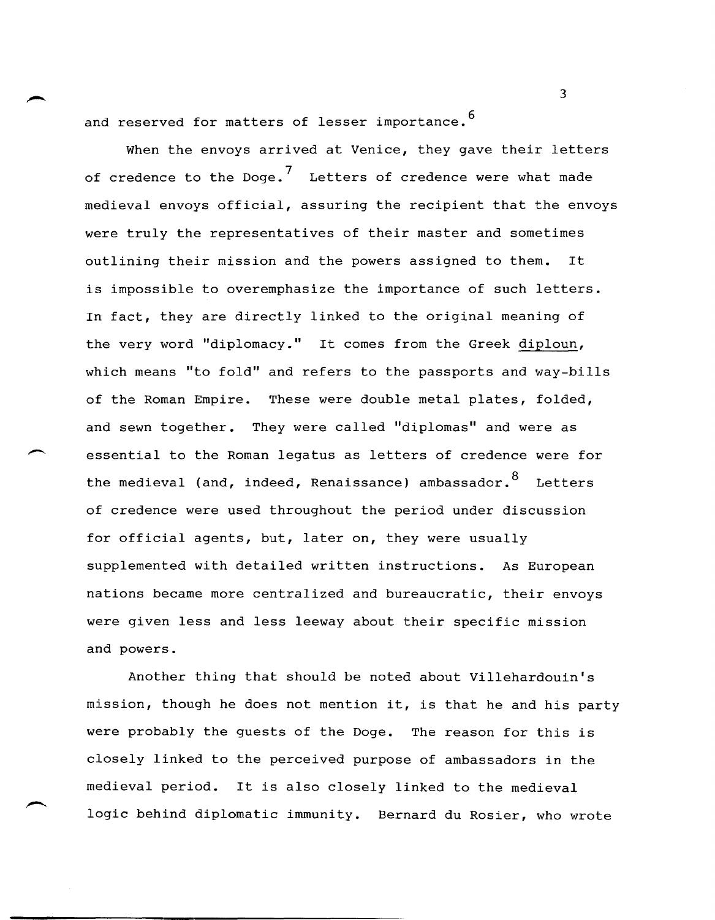and reserved for matters of lesser importance.[6]

When the envoys arrived at Venice, they gave their letters of credence to the Doge.[7] Letters of credence were what made medieval envoys official, assuring the recipient that the envoys were truly the representatives of their master and sometimes outlining their mission and the powers assigned to them. It is impossible to overemphasize the importance of such letters. In fact, they are directly linked to the original meaning of the very word "diplomacy." It comes from the Greek diploun, which means "to fold" and refers to the passports and way-bills of the Roman Empire. These were double metal plates, folded, and sewn together. They were called "diplomas" and were as essential to the Roman legatus as letters of credence were for the medieval (and, indeed, Renaissance) ambassador.[8] Letters of credence were used throughout the period under discussion for official agents, but, later on, they were usually supplemented with detailed written instructions. As European nations became more centralized and bureaucratic, their envoys were given less and less leeway about their specific mission and powers.

Another thing that should be noted about Villehardouin's mission, though he does not mention it, is that he and his party were probably the guests of the Doge. The reason for this is closely linked to the perceived purpose of ambassadors in the medieval period. It is also closely linked to the medieval logic behind diplomatic immunity. Bernard du Rosier, who wrote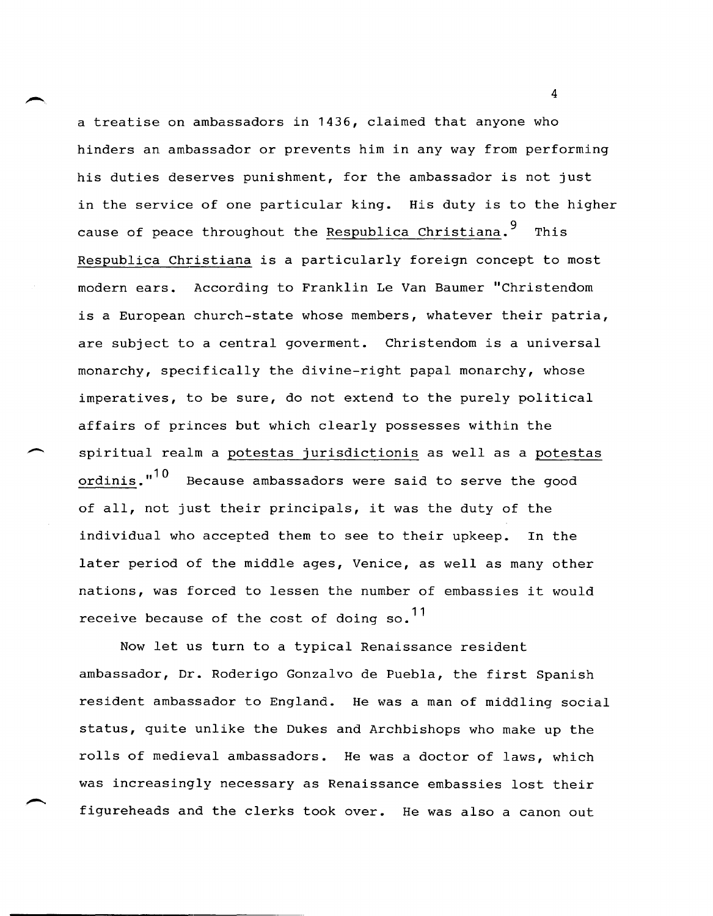a treatise on ambassadors in 1436, claimed that anyone who hinders an ambassador or prevents him in any way from performing his duties deserves punishment, for the ambassador is not just in the service of one particular king. His duty is to the higher cause of peace throughout the Respublica Christiana.[9] This Respublica Christiana is a particularly foreign concept to most modern ears. According to Franklin Le Van Baumer "Christendom is a European church-state whose members, whatever their patria, are subject to a central goverment. Christendom is a universal monarchy, specifically the divine-right papal monarchy, whose imperatives, to be sure, do not extend to the purely political affairs of princes but which clearly possesses within the spiritual realm a potestas jurisdictionis as well as a potestas ordinis."[10] Because ambassadors were said to serve the good of all, not just their principals, it was the duty of the individual who accepted them to see to their upkeep. In the later period of the middle ages, Venice, as well as many other nations, was forced to lessen the number of embassies it would receive because of the cost of doing so.[11]

Now let us turn to a typical Renaissance resident ambassador, Dr. Roderigo Gonzalvo de Puebla, the first Spanish resident ambassador to England. He was a man of middling social status, quite unlike the Dukes and Archbishops who make up the rolls of medieval ambassadors. He was a doctor of laws, which was increasingly necessary as Renaissance embassies lost their figureheads and the clerks took over. He was also a canon out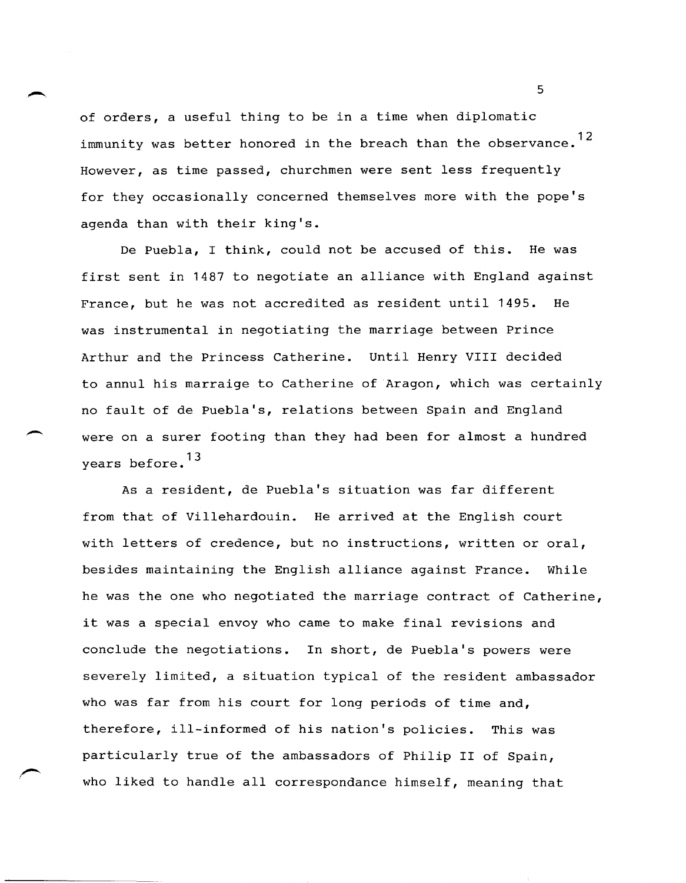of orders, a useful thing to be in a time when diplomatic immunity was better honored in the breach than the observance.[12] However, as time passed, churchmen were sent less frequently for they occasionally concerned themselves more with the pope's agenda than with their king's.

De Puebla, I think, could not be accused of this. He was first sent in 1487 to negotiate an alliance with England against France, but he was not accredited as resident until 1495. He was instrumental in negotiating the marriage between Prince Arthur and the Princess Catherine. Until Henry VIII decided to annul his marraige to Catherine of Aragon, which was certainly no fault of de Puebla's, relations between Spain and England were on a surer footing than they had been for almost a hundred years before.[13]

As a resident, de Puebla's situation was far different from that of Villehardouin. He arrived at the English court with letters of credence, but no instructions, written or oral, besides maintaining the English alliance against France. While he was the one who negotiated the marriage contract of Catherine, it was a special envoy who came to make final revisions and conclude the negotiations. In short, de Puebla's powers were severely limited, a situation typical of the resident ambassador who was far from his court for long periods of time and, therefore, ill-informed of his nation's policies. This was particularly true of the ambassadors of Philip II of Spain, who liked to handle all correspondance himself, meaning that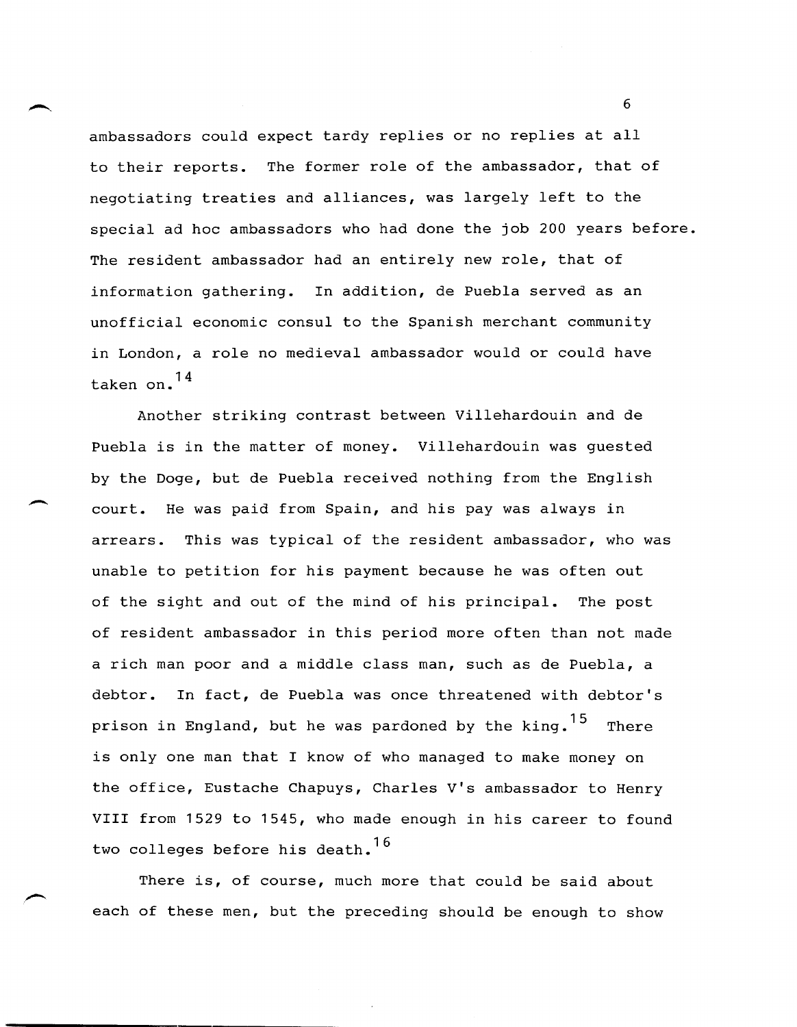ambassadors could expect tardy replies or no replies at all to their reports. The former role of the ambassador, that of negotiating treaties and alliances, was largely left to the special ad hoc ambassadors who had done the job 200 years before. The resident ambassador had an entirely new role, that of information gathering. In addition, de Puebla served as an unofficial economic consul to the Spanish merchant community in London, a role no medieval ambassador would or could have taken on.[14]

Another striking contrast between Villehardouin and de Puebla is in the matter of money. Villehardouin was guested by the Doge, but de Puebla received nothing from the English court. He was paid from Spain, and his pay was always in arrears. This was typical of the resident ambassador, who was unable to petition for his payment because he was often out of the sight and out of the mind of his principal. The post of resident ambassador in this period more often than not made a rich man poor and a middle class man, such as de Puebla, a debtor. In fact, de Puebla was once threatened with debtor's prison in England, but he was pardoned by the king.[15] There is only one man that I know of who managed to make money on the office, Eustache Chapuys, Charles V's ambassador to Henry VIII from 1529 to 1545, who made enough in his career to found two colleges before his death.[16]

There is, of course, much more that could be said about each of these men, but the preceding should be enough to show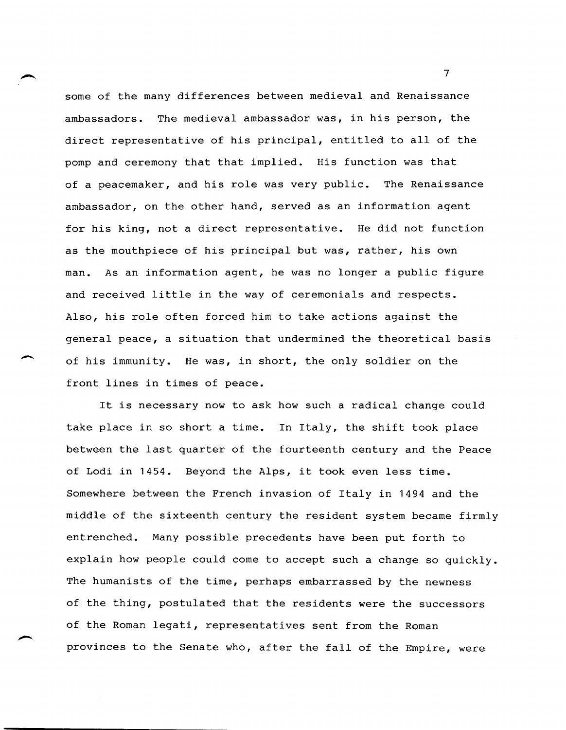some of the many differences between medieval and Renaissance ambassadors. The medieval ambassador was, in his person, the direct representative of his principal, entitled to all of the pomp and ceremony that that implied. His function was that of a peacemaker, and his role was very public. The Renaissance ambassador, on the other hand, served as an information agent for his king, not a direct representative. He did not function as the mouthpiece of his principal but was, rather, his own man. As an information agent, he was no longer a public figure and received little in the way of ceremonials and respects. Also, his role often forced him to take actions against the general peace, a situation that undermined the theoretical basis of his immunity. He was, in short, the only soldier on the front lines in times of peace.

It is necessary now to ask how such a radical change could take place in so short a time. In Italy, the shift took place between the last quarter of the fourteenth century and the Peace of Lodi in 1454. Beyond the Alps, it took even less time. Somewhere between the French invasion of Italy in 1494 and the middle of the sixteenth century the resident system became firmly entrenched. Many possible precedents have been put forth to explain how people could come to accept such a change so quickly. The humanists of the time, perhaps embarrassed by the newness of the thing, postulated that the residents were the successors of the Roman legati, representatives sent from the Roman provinces to the Senate who, after the fall of the Empire, were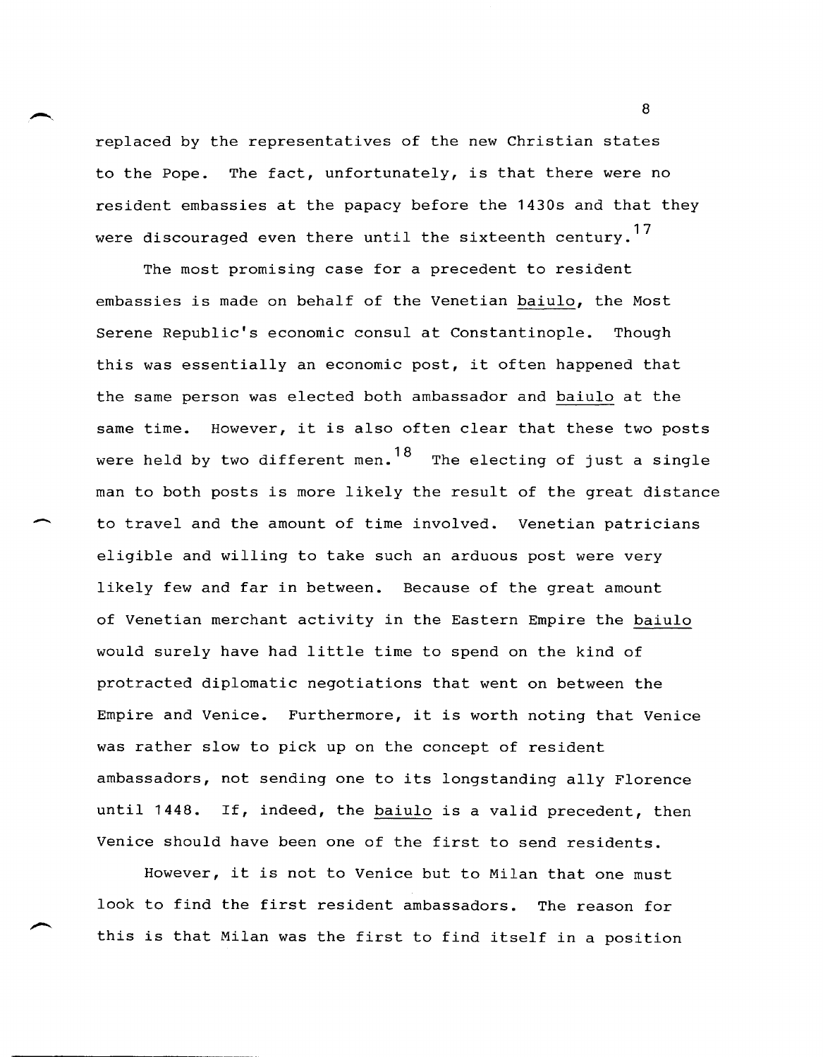replaced by the representatives of the new Christian states to the Pope. The fact, unfortunately, is that there were no resident embassies at the papacy before the 1430s and that they were discouraged even there until the sixteenth century.[17]

The most promising case for a precedent to resident embassies is made on behalf of the Venetian _baiulo_, the Most Serene Republic's economic consul at Constantinople. Though this was essentially an economic post, it often happened that the same person was elected both ambassador and _baiulo_ at the same time. However, it is also often clear that these two posts were held by two different men.[18] The electing of just a single man to both posts is more likely the result of the great distance to travel and the amount of time involved. Venetian patricians eligible and willing to take such an arduous post were very likely few and far in between. Because of the great amount of Venetian merchant activity in the Eastern Empire the _baiulo_ would surely have had little time to spend on the kind of protracted diplomatic negotiations that went on between the Empire and Venice. Furthermore, it is worth noting that Venice was rather slow to pick up on the concept of resident ambassadors, not sending one to its longstanding ally Florence until 1448. If, indeed, the _baiulo_ is a valid precedent, then Venice should have been one of the first to send residents.

However, it is not to Venice but to Milan that one must look to find the first resident ambassadors. The reason for this is that Milan was the first to find itself in a position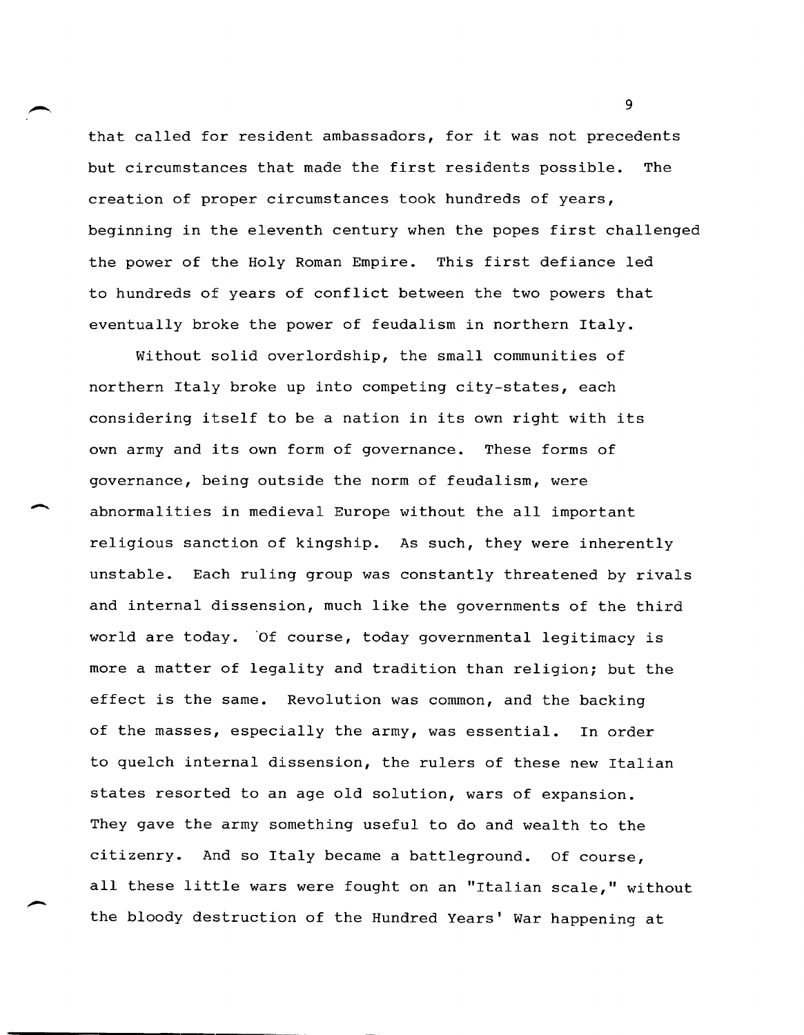that called for resident ambassadors, for it was not precedents but circumstances that made the first residents possible. The creation of proper circumstances took hundreds of years, beginning in the eleventh century when the popes first challenged the power of the Holy Roman Empire. This first defiance led to hundreds of years of conflict between the two powers that eventually broke the power of feudalism in northern Italy.

Without solid overlordship, the small communities of northern Italy broke up into competing city-states, each considering itself to be a nation in its own right with its own army and its own form of governance. These forms of governance, being outside the norm of feudalism, were abnormalities in medieval Europe without the all important religious sanction of kingship. As such, they were inherently unstable. Each ruling group was constantly threatened by rivals and internal dissension, much like the governments of the third world are today. Of course, today governmental legitimacy is more a matter of legality and tradition than religion; but the effect is the same. Revolution was common, and the backing of the masses, especially the army, was essential. In order to quelch internal dissension, the rulers of these new Italian states resorted to an age old solution, wars of expansion. They gave the army something useful to do and wealth to the citizenry. And so Italy became a battleground. Of course, all these little wars were fought on an "Italian scale," without the bloody destruction of the Hundred Years' War happening at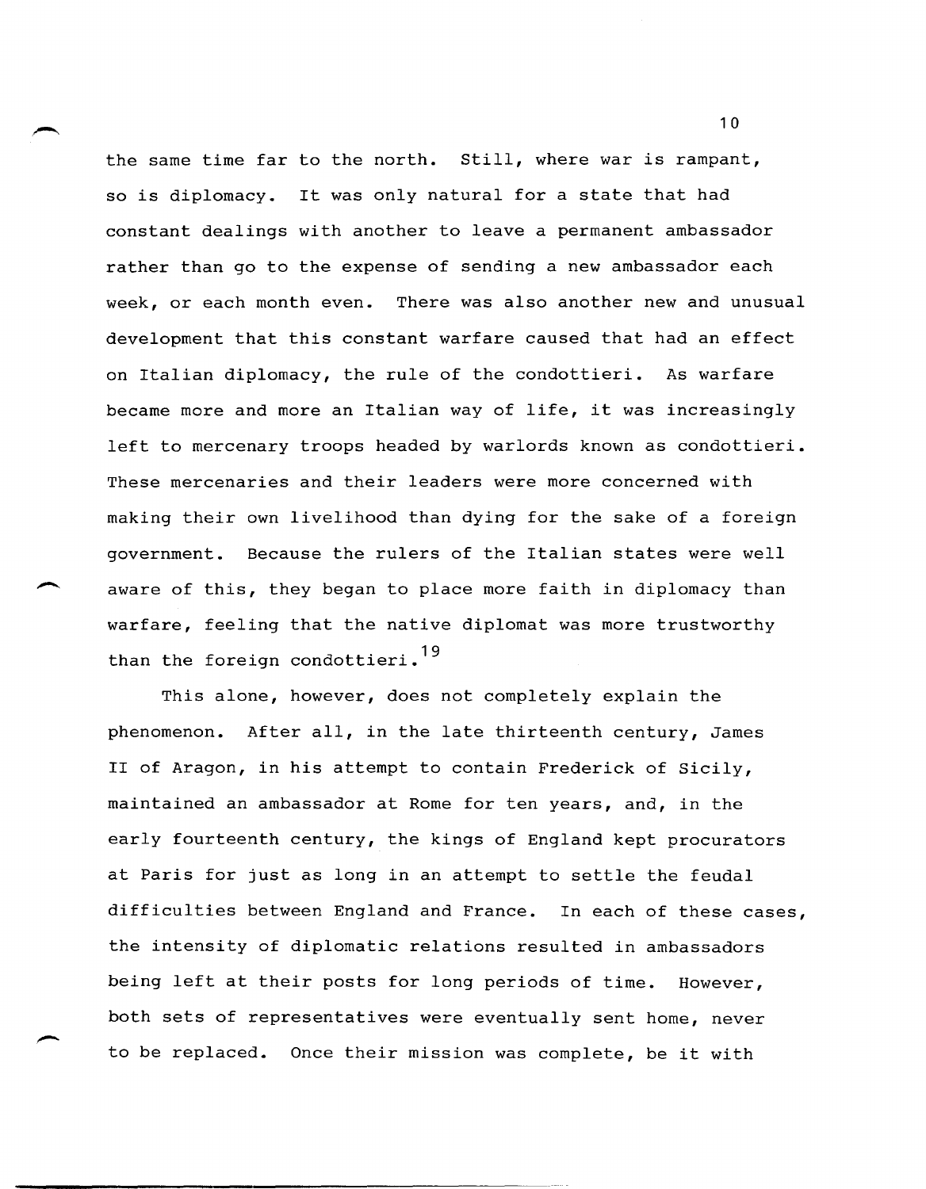the same time far to the north. Still, where war is rampant, so is diplomacy. It was only natural for a state that had constant dealings with another to leave a permanent ambassador rather than go to the expense of sending a new ambassador each week, or each month even. There was also another new and unusual development that this constant warfare caused that had an effect on Italian diplomacy, the rule of the condottieri. As warfare became more and more an Italian way of life, it was increasingly left to mercenary troops headed by warlords known as condottieri. These mercenaries and their leaders were more concerned with making their own livelihood than dying for the sake of a foreign government. Because the rulers of the Italian states were well aware of this, they began to place more faith in diplomacy than warfare, feeling that the native diplomat was more trustworthy than the foreign condottieri.[19]

This alone, however, does not completely explain the phenomenon. After all, in the late thirteenth century, James II of Aragon, in his attempt to contain Frederick of Sicily, maintained an ambassador at Rome for ten years, and, in the early fourteenth century, the kings of England kept procurators at Paris for just as long in an attempt to settle the feudal difficulties between England and France. In each of these cases, the intensity of diplomatic relations resulted in ambassadors being left at their posts for long periods of time. However, both sets of representatives were eventually sent home, never to be replaced. Once their mission was complete, be it with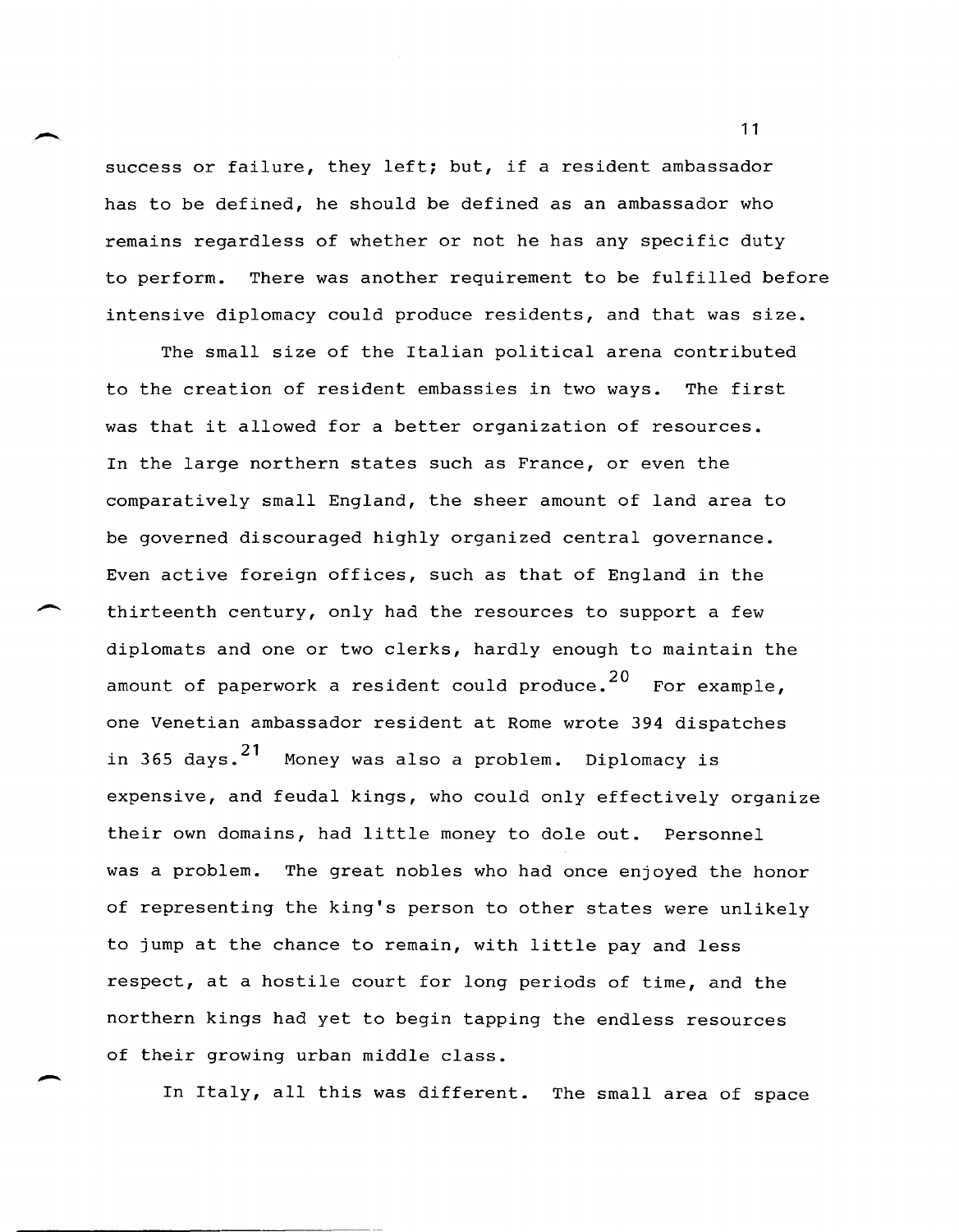success or failure, they left; but, if a resident ambassador has to be defined, he should be defined as an ambassador who remains regardless of whether or not he has any specific duty to perform. There was another requirement to be fulfilled before intensive diplomacy could produce residents, and that was size.

The small size of the Italian political arena contributed to the creation of resident embassies in two ways. The first was that it allowed for a better organization of resources. In the large northern states such as France, or even the comparatively small England, the sheer amount of land area to be governed discouraged highly organized central governance. Even active foreign offices, such as that of England in the thirteenth century, only had the resources to support a few diplomats and one or two clerks, hardly enough to maintain the amount of paperwork a resident could produce.[20] For example, one Venetian ambassador resident at Rome wrote 394 dispatches in 365 days.[21] Money was also a problem. Diplomacy is expensive, and feudal kings, who could only effectively organize their own domains, had little money to dole out. Personnel was a problem. The great nobles who had once enjoyed the honor of representing the king's person to other states were unlikely to jump at the chance to remain, with little pay and less respect, at a hostile court for long periods of time, and the northern kings had yet to begin tapping the endless resources of their growing urban middle class.

In Italy, all this was different. The small area of space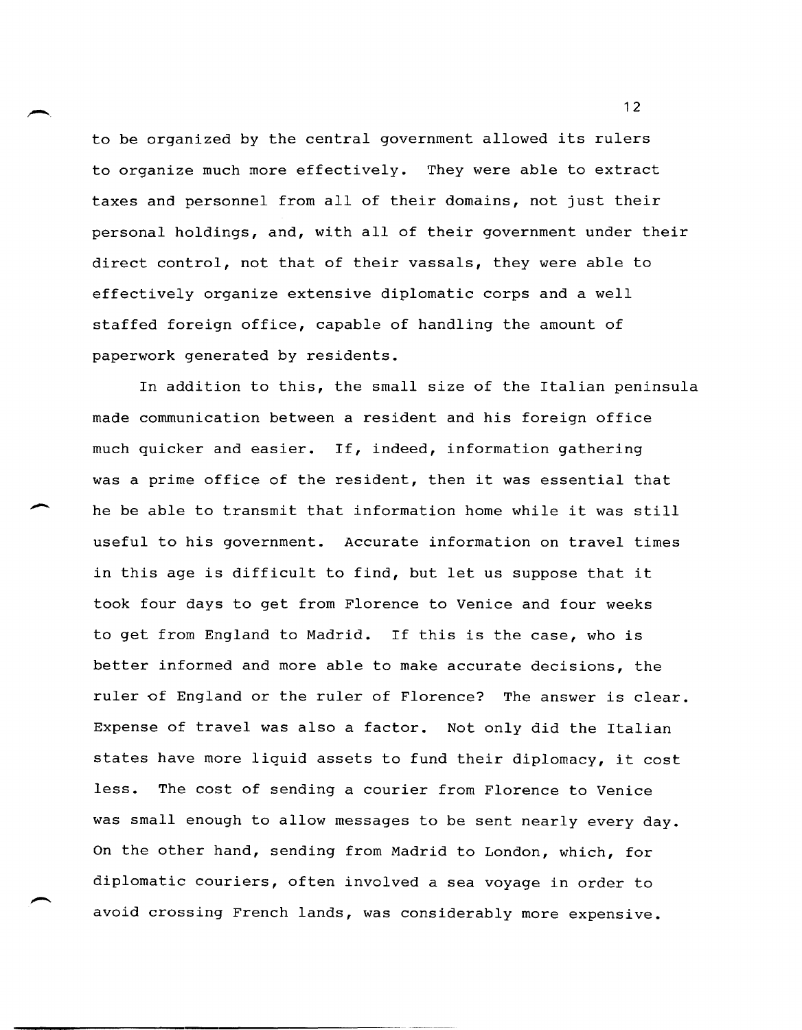to be organized by the central government allowed its rulers to organize much more effectively. They were able to extract taxes and personnel from all of their domains, not just their personal holdings, and, with all of their government under their direct control, not that of their vassals, they were able to effectively organize extensive diplomatic corps and a well staffed foreign office, capable of handling the amount of paperwork generated by residents.

In addition to this, the small size of the Italian peninsula made communication between a resident and his foreign office much quicker and easier. If, indeed, information gathering was a prime office of the resident, then it was essential that he be able to transmit that information home while it was still useful to his government. Accurate information on travel times in this age is difficult to find, but let us suppose that it took four days to get from Florence to Venice and four weeks to get from England to Madrid. If this is the case, who is better informed and more able to make accurate decisions, the ruler of England or the ruler of Florence? The answer is clear. Expense of travel was also a factor. Not only did the Italian states have more liquid assets to fund their diplomacy, it cost less. The cost of sending a courier from Florence to Venice was small enough to allow messages to be sent nearly every day. On the other hand, sending from Madrid to London, which, for diplomatic couriers, often involved a sea voyage in order to avoid crossing French lands, was considerably more expensive.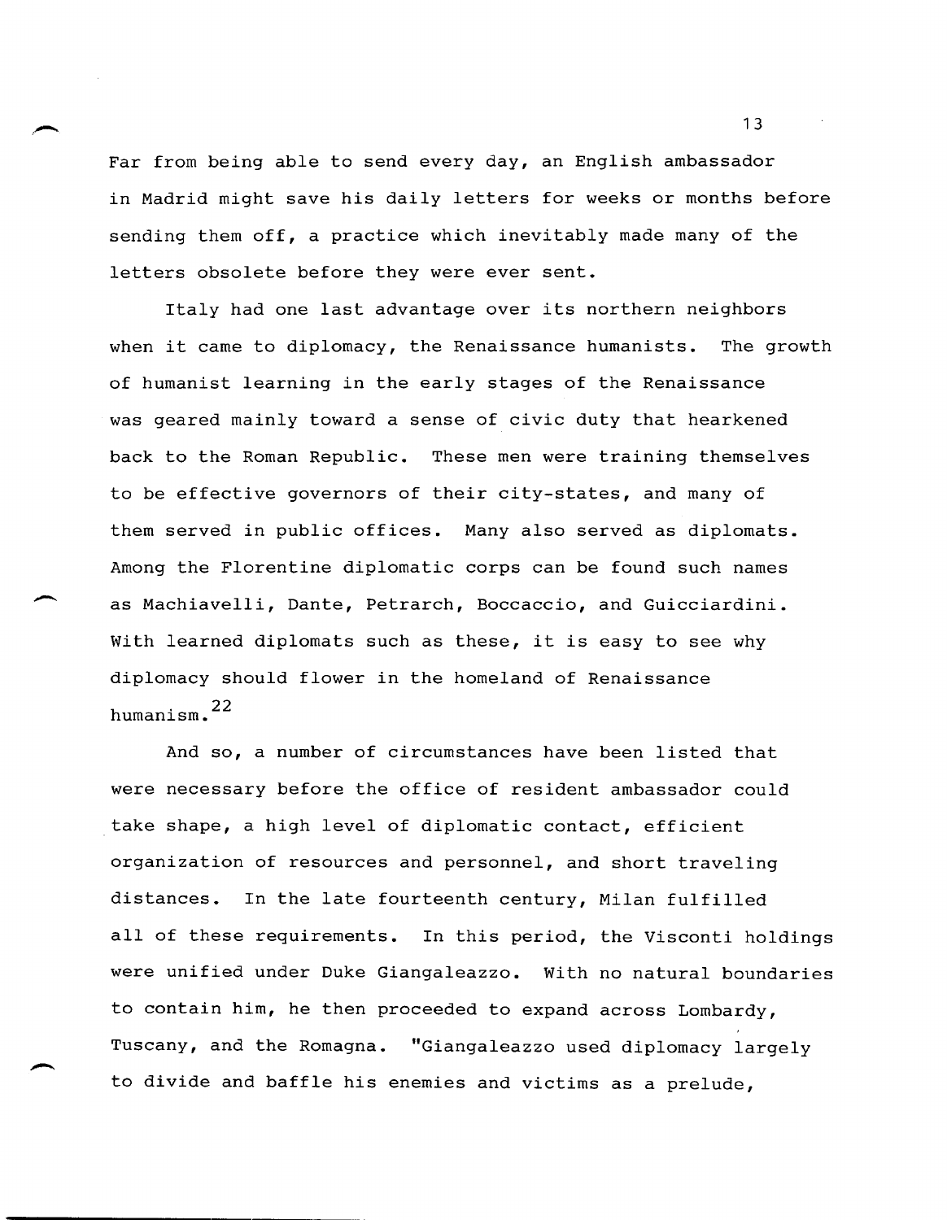Far from being able to send every day, an English ambassador in Madrid might save his daily letters for weeks or months before sending them off, a practice which inevitably made many of the letters obsolete before they were ever sent.

Italy had one last advantage over its northern neighbors when it came to diplomacy, the Renaissance humanists. The growth of humanist learning in the early stages of the Renaissance was geared mainly toward a sense of civic duty that hearkened back to the Roman Republic. These men were training themselves to be effective governors of their city-states, and many of them served in public offices. Many also served as diplomats. Among the Florentine diplomatic corps can be found such names as Machiavelli, Dante, Petrarch, Boccaccio, and Guicciardini. With learned diplomats such as these, it is easy to see why diplomacy should flower in the homeland of Renaissance humanism.[22]

And so, a number of circumstances have been listed that were necessary before the office of resident ambassador could take shape, a high level of diplomatic contact, efficient organization of resources and personnel, and short traveling distances. In the late fourteenth century, Milan fulfilled all of these requirements. In this period, the Visconti holdings were unified under Duke Giangaleazzo. With no natural boundaries to contain him, he then proceeded to expand across Lombardy, Tuscany, and the Romagna. "Giangaleazzo used diplomacy largely to divide and baffle his enemies and victims as a prelude,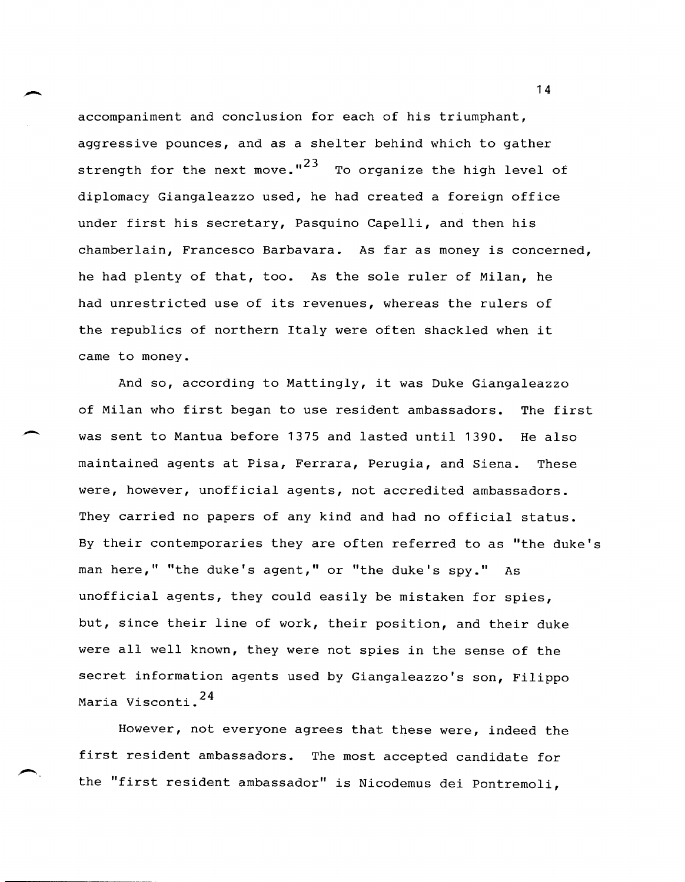accompaniment and conclusion for each of his triumphant, aggressive pounces, and as a shelter behind which to gather strength for the next move."[23] To organize the high level of diplomacy Giangaleazzo used, he had created a foreign office under first his secretary, Pasquino Capelli, and then his chamberlain, Francesco Barbavara. As far as money is concerned, he had plenty of that, too. As the sole ruler of Milan, he had unrestricted use of its revenues, whereas the rulers of the republics of northern Italy were often shackled when it came to money.

And so, according to Mattingly, it was Duke Giangaleazzo of Milan who first began to use resident ambassadors. The first was sent to Mantua before 1375 and lasted until 1390. He also maintained agents at Pisa, Ferrara, Perugia, and Siena. These were, however, unofficial agents, not accredited ambassadors. They carried no papers of any kind and had no official status. By their contemporaries they are often referred to as "the duke's man here," "the duke's agent," or "the duke's spy." As unofficial agents, they could easily be mistaken for spies, but, since their line of work, their position, and their duke were all well known, they were not spies in the sense of the secret information agents used by Giangaleazzo's son, Filippo Maria Visconti.[24]

However, not everyone agrees that these were, indeed the first resident ambassadors. The most accepted candidate for the "first resident ambassador" is Nicodemus dei Pontremoli,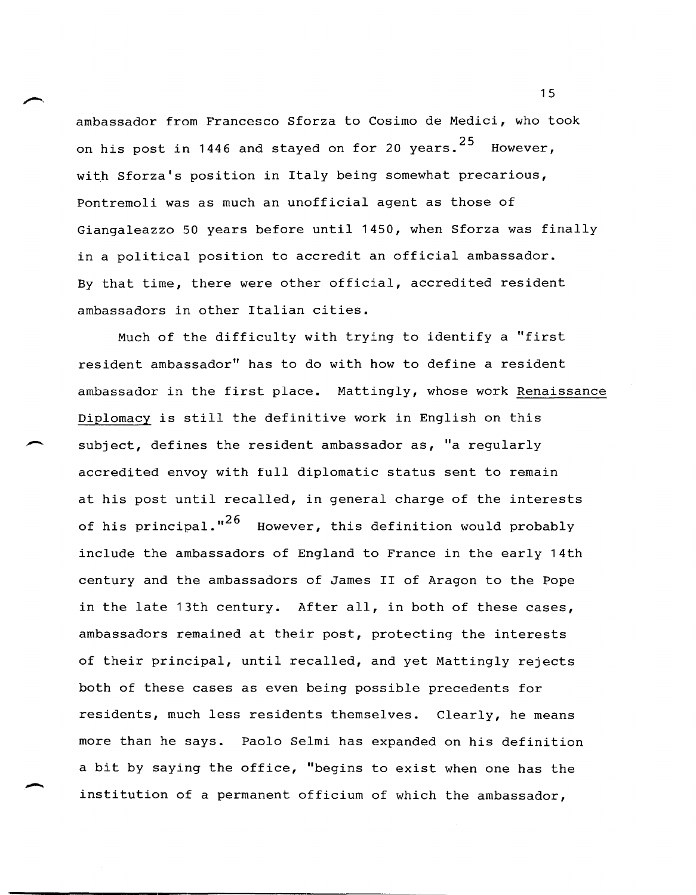ambassador from Francesco Sforza to Cosimo de Medici, who took on his post in 1446 and stayed on for 20 years.[25] However, with Sforza's position in Italy being somewhat precarious, Pontremoli was as much an unofficial agent as those of Giangaleazzo 50 years before until 1450, when Sforza was finally in a political position to accredit an official ambassador. By that time, there were other official, accredited resident ambassadors in other Italian cities.

Much of the difficulty with trying to identify a "first resident ambassador" has to do with how to define a resident ambassador in the first place. Mattingly, whose work Renaissance Diplomacy is still the definitive work in English on this subject, defines the resident ambassador as, "a regularly accredited envoy with full diplomatic status sent to remain at his post until recalled, in general charge of the interests of his principal."[26] However, this definition would probably include the ambassadors of England to France in the early 14th century and the ambassadors of James II of Aragon to the Pope in the late 13th century. After all, in both of these cases, ambassadors remained at their post, protecting the interests of their principal, until recalled, and yet Mattingly rejects both of these cases as even being possible precedents for residents, much less residents themselves. Clearly, he means more than he says. Paolo Selmi has expanded on his definition a bit by saying the office, "begins to exist when one has the institution of a permanent officium of which the ambassador,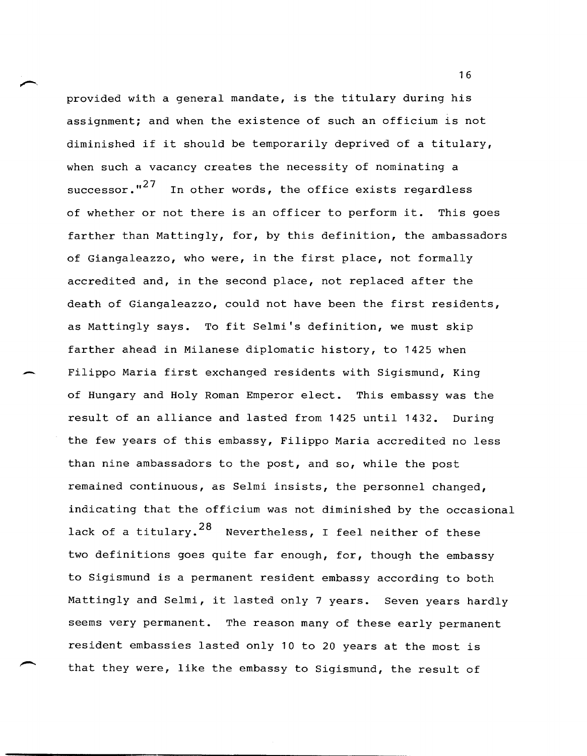provided with a general mandate, is the titulary during his assignment; and when the existence of such an officium is not diminished if it should be temporarily deprived of a titulary, when such a vacancy creates the necessity of nominating a successor."[27] In other words, the office exists regardless of whether or not there is an officer to perform it. This goes farther than Mattingly, for, by this definition, the ambassadors of Giangaleazzo, who were, in the first place, not formally accredited and, in the second place, not replaced after the death of Giangaleazzo, could not have been the first residents, as Mattingly says. To fit Selmi's definition, we must skip farther ahead in Milanese diplomatic history, to 1425 when Filippo Maria first exchanged residents with Sigismund, King of Hungary and Holy Roman Emperor elect. This embassy was the result of an alliance and lasted from 1425 until 1432. During the few years of this embassy, Filippo Maria accredited no less than nine ambassadors to the post, and so, while the post remained continuous, as Selmi insists, the personnel changed, indicating that the officium was not diminished by the occasional lack of a titulary.[28] Nevertheless, I feel neither of these two definitions goes quite far enough, for, though the embassy to Sigismund is a permanent resident embassy according to both Mattingly and Selmi, it lasted only 7 years. Seven years hardly seems very permanent. The reason many of these early permanent resident embassies lasted only 10 to 20 years at the most is that they were, like the embassy to Sigismund, the result of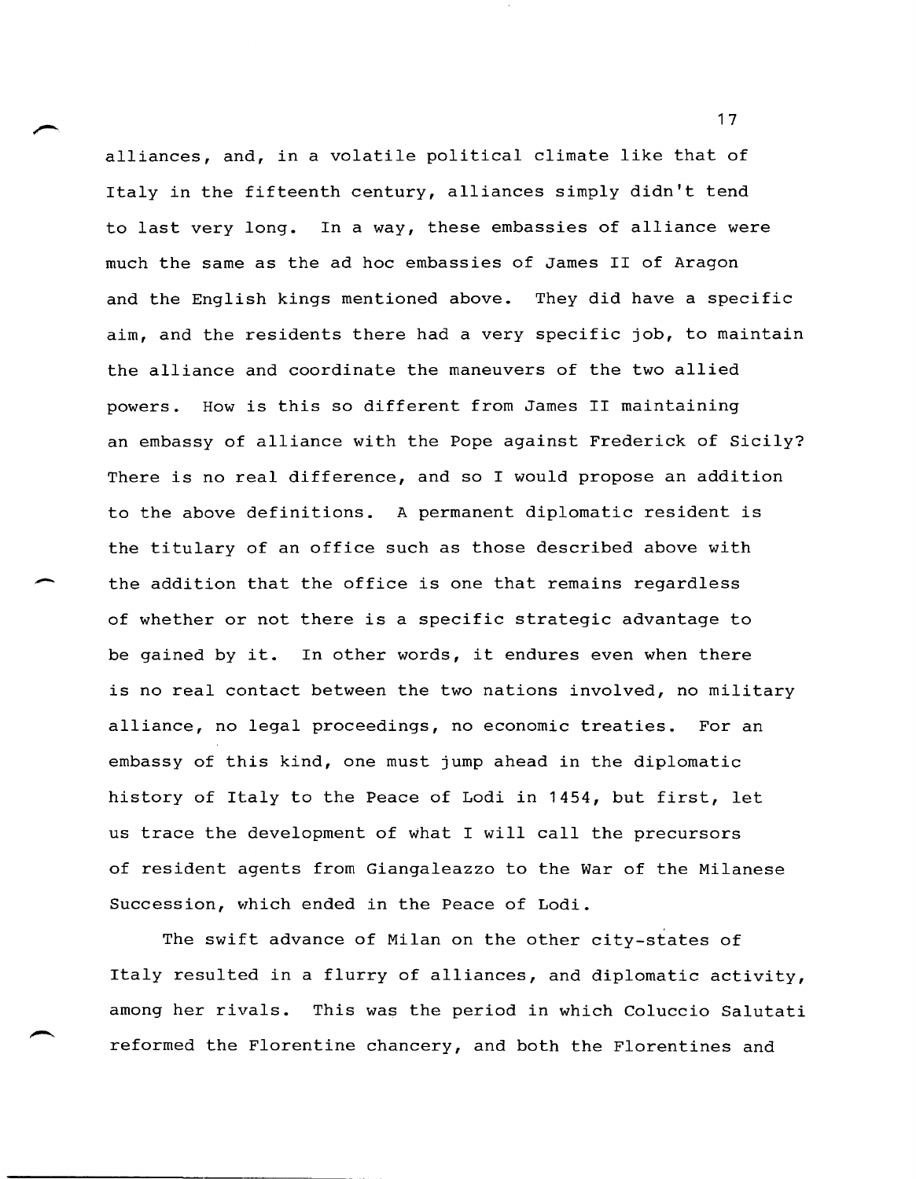alliances, and, in a volatile political climate like that of Italy in the fifteenth century, alliances simply didn't tend to last very long. In a way, these embassies of alliance were much the same as the ad hoc embassies of James II of Aragon and the English kings mentioned above. They did have a specific aim, and the residents there had a very specific job, to maintain the alliance and coordinate the maneuvers of the two allied powers. How is this so different from James II maintaining an embassy of alliance with the Pope against Frederick of Sicily? There is no real difference, and so I would propose an addition to the above definitions. A permanent diplomatic resident is the titulary of an office such as those described above with the addition that the office is one that remains regardless of whether or not there is a specific strategic advantage to be gained by it. In other words, it endures even when there is no real contact between the two nations involved, no military alliance, no legal proceedings, no economic treaties. For an embassy of this kind, one must jump ahead in the diplomatic history of Italy to the Peace of Lodi in 1454, but first, let us trace the development of what I will call the precursors of resident agents from Giangaleazzo to the War of the Milanese Succession, which ended in the Peace of Lodi.

The swift advance of Milan on the other city-states of Italy resulted in a flurry of alliances, and diplomatic activity, among her rivals. This was the period in which Coluccio Salutati reformed the Florentine chancery, and both the Florentines and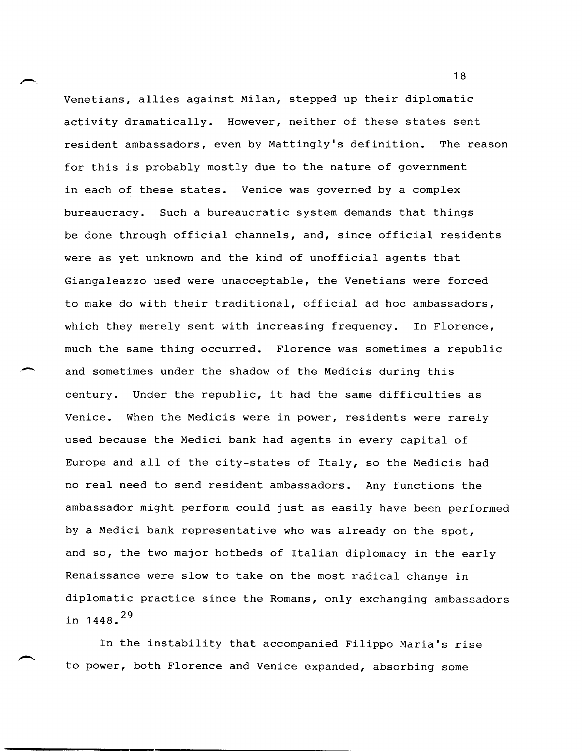Venetians, allies against Milan, stepped up their diplomatic activity dramatically. However, neither of these states sent resident ambassadors, even by Mattingly's definition. The reason for this is probably mostly due to the nature of government in each of these states. Venice was governed by a complex bureaucracy. Such a bureaucratic system demands that things be done through official channels, and, since official residents were as yet unknown and the kind of unofficial agents that Giangaleazzo used were unacceptable, the Venetians were forced to make do with their traditional, official ad hoc ambassadors, which they merely sent with increasing frequency. In Florence, much the same thing occurred. Florence was sometimes a republic and sometimes under the shadow of the Medicis during this century. Under the republic, it had the same difficulties as Venice. When the Medicis were in power, residents were rarely used because the Medici bank had agents in every capital of Europe and all of the city-states of Italy, so the Medicis had no real need to send resident ambassadors. Any functions the ambassador might perform could just as easily have been performed by a Medici bank representative who was already on the spot, and so, the two major hotbeds of Italian diplomacy in the early Renaissance were slow to take on the most radical change in diplomatic practice since the Romans, only exchanging ambassadors in 1448.[29]

In the instability that accompanied Filippo Maria's rise to power, both Florence and Venice expanded, absorbing some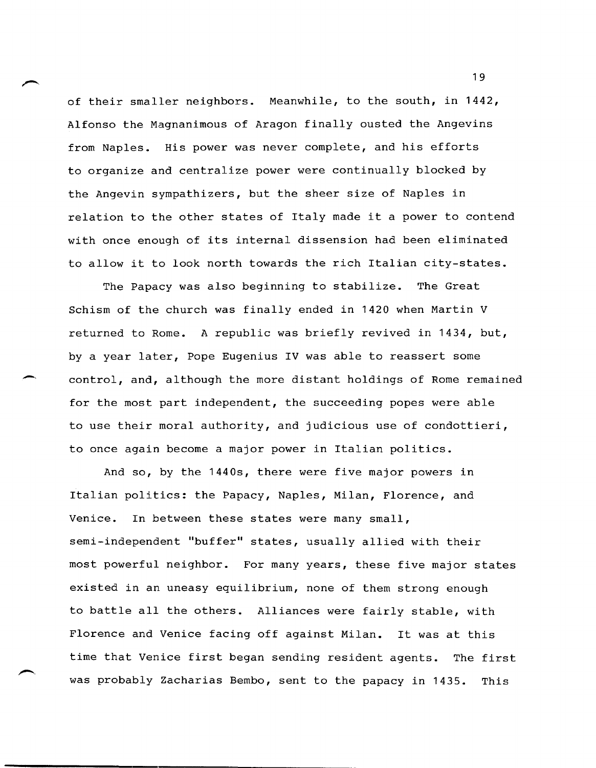of their smaller neighbors. Meanwhile, to the south, in 1442, Alfonso the Magnanimous of Aragon finally ousted the Angevins from Naples. His power was never complete, and his efforts to organize and centralize power were continually blocked by the Angevin sympathizers, but the sheer size of Naples in relation to the other states of Italy made it a power to contend with once enough of its internal dissension had been eliminated to allow it to look north towards the rich Italian city-states.

The Papacy was also beginning to stabilize. The Great Schism of the church was finally ended in 1420 when Martin V returned to Rome. A republic was briefly revived in 1434, but, by a year later, Pope Eugenius IV was able to reassert some control, and, although the more distant holdings of Rome remained for the most part independent, the succeeding popes were able to use their moral authority, and judicious use of condottieri, to once again become a major power in Italian politics.

And so, by the 1440s, there were five major powers in Italian politics: the Papacy, Naples, Milan, Florence, and Venice. In between these states were many small, semi-independent "buffer" states, usually allied with their most powerful neighbor. For many years, these five major states existed in an uneasy equilibrium, none of them strong enough to battle all the others. Alliances were fairly stable, with Florence and Venice facing off against Milan. It was at this time that Venice first began sending resident agents. The first was probably Zacharias Bembo, sent to the papacy in 1435. This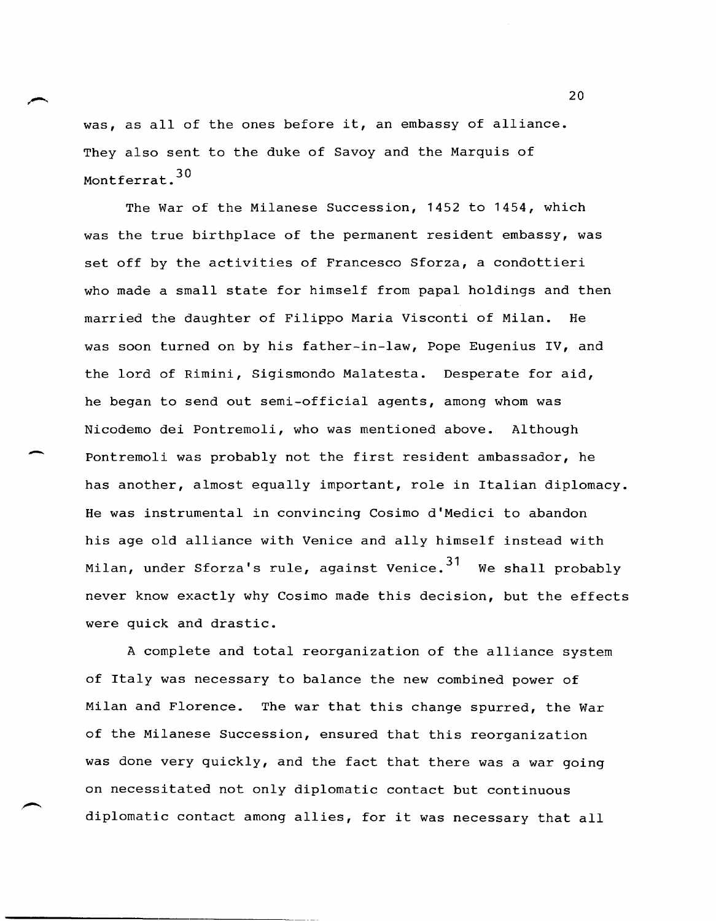was, as all of the ones before it, an embassy of alliance. They also sent to the duke of Savoy and the Marquis of Montferrat.[30]

The War of the Milanese Succession, 1452 to 1454, which was the true birthplace of the permanent resident embassy, was set off by the activities of Francesco Sforza, a condottieri who made a small state for himself from papal holdings and then married the daughter of Filippo Maria Visconti of Milan. He was soon turned on by his father-in-law, Pope Eugenius IV, and the lord of Rimini, Sigismondo Malatesta. Desperate for aid, he began to send out semi-official agents, among whom was Nicodemo dei Pontremoli, who was mentioned above. Although Pontremoli was probably not the first resident ambassador, he has another, almost equally important, role in Italian diplomacy. He was instrumental in convincing Cosimo d'Medici to abandon his age old alliance with Venice and ally himself instead with Milan, under Sforza's rule, against Venice.[31] We shall probably never know exactly why Cosimo made this decision, but the effects were quick and drastic.

A complete and total reorganization of the alliance system of Italy was necessary to balance the new combined power of Milan and Florence. The war that this change spurred, the War of the Milanese Succession, ensured that this reorganization was done very quickly, and the fact that there was a war going on necessitated not only diplomatic contact but continuous diplomatic contact among allies, for it was necessary that all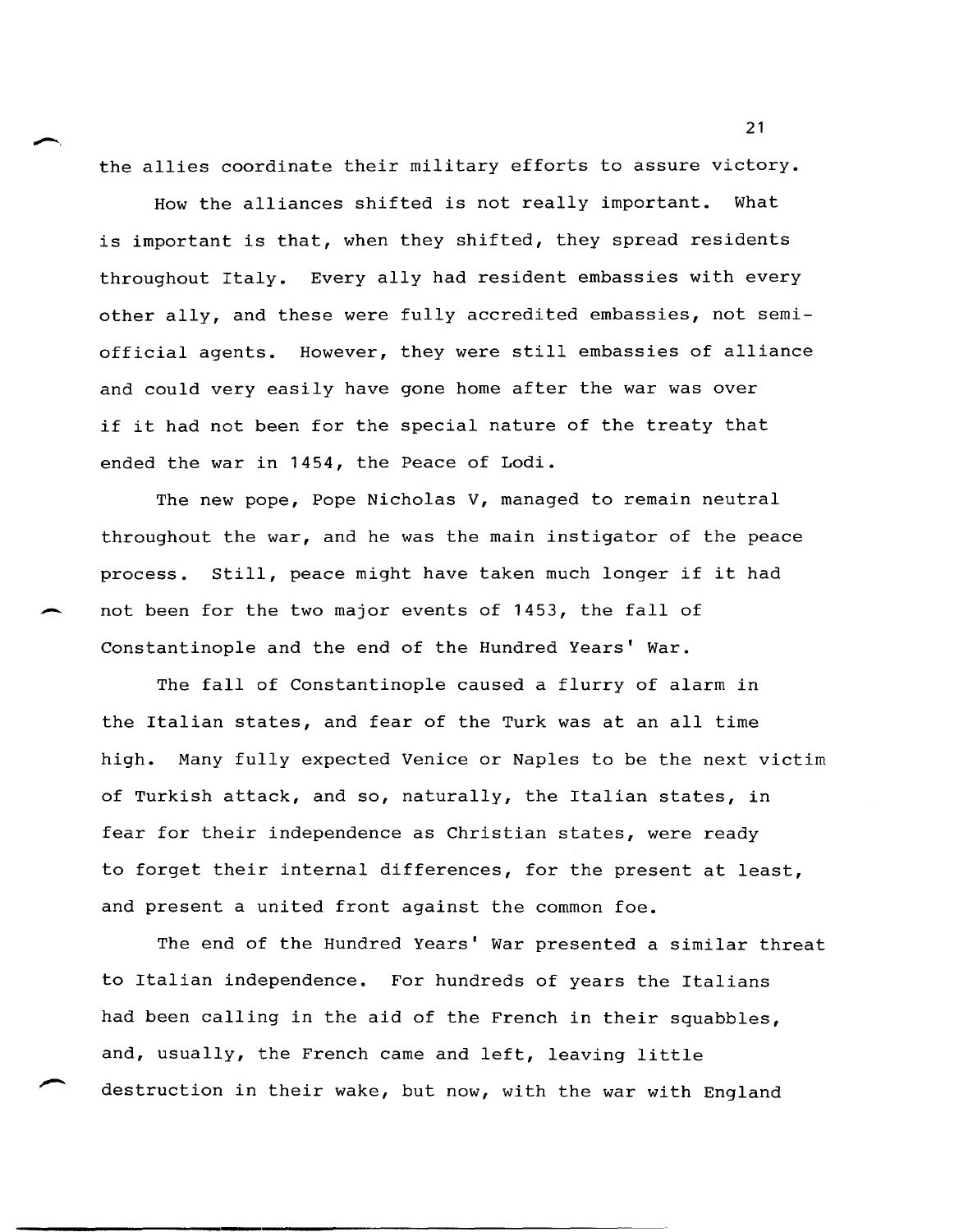the allies coordinate their military efforts to assure victory.

How the alliances shifted is not really important. What is important is that, when they shifted, they spread residents throughout Italy. Every ally had resident embassies with every other ally, and these were fully accredited embassies, not semi-official agents. However, they were still embassies of alliance and could very easily have gone home after the war was over if it had not been for the special nature of the treaty that ended the war in 1454, the Peace of Lodi.

The new pope, Pope Nicholas V, managed to remain neutral throughout the war, and he was the main instigator of the peace process. Still, peace might have taken much longer if it had not been for the two major events of 1453, the fall of Constantinople and the end of the Hundred Years' War.

The fall of Constantinople caused a flurry of alarm in the Italian states, and fear of the Turk was at an all time high. Many fully expected Venice or Naples to be the next victim of Turkish attack, and so, naturally, the Italian states, in fear for their independence as Christian states, were ready to forget their internal differences, for the present at least, and present a united front against the common foe.

The end of the Hundred Years' War presented a similar threat to Italian independence. For hundreds of years the Italians had been calling in the aid of the French in their squabbles, and, usually, the French came and left, leaving little destruction in their wake, but now, with the war with England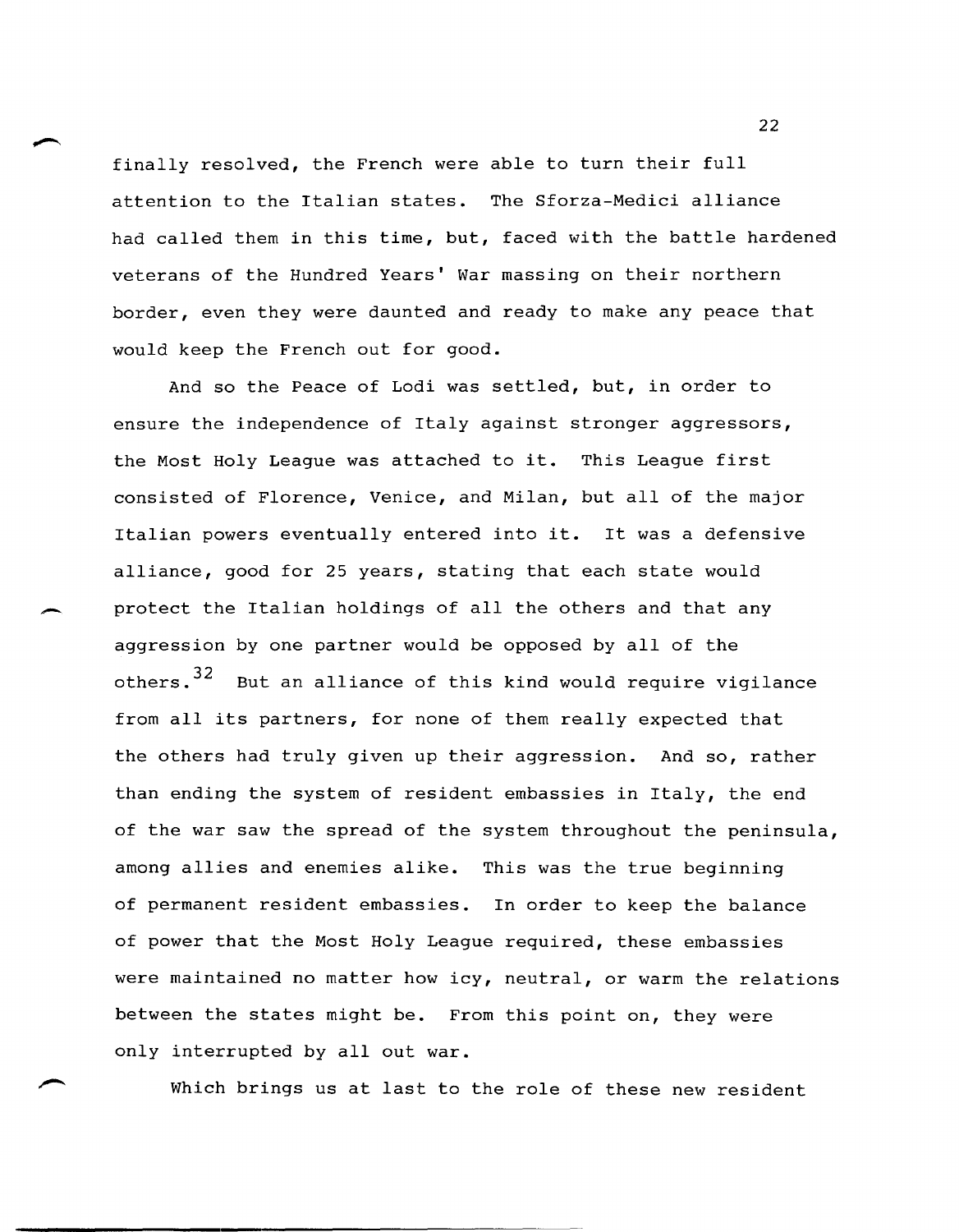finally resolved, the French were able to turn their full attention to the Italian states. The Sforza-Medici alliance had called them in this time, but, faced with the battle hardened veterans of the Hundred Years' War massing on their northern border, even they were daunted and ready to make any peace that would keep the French out for good.

And so the Peace of Lodi was settled, but, in order to ensure the independence of Italy against stronger aggressors, the Most Holy League was attached to it. This League first consisted of Florence, Venice, and Milan, but all of the major Italian powers eventually entered into it. It was a defensive alliance, good for 25 years, stating that each state would protect the Italian holdings of all the others and that any aggression by one partner would be opposed by all of the others.[32] But an alliance of this kind would require vigilance from all its partners, for none of them really expected that the others had truly given up their aggression. And so, rather than ending the system of resident embassies in Italy, the end of the war saw the spread of the system throughout the peninsula, among allies and enemies alike. This was the true beginning of permanent resident embassies. In order to keep the balance of power that the Most Holy League required, these embassies were maintained no matter how icy, neutral, or warm the relations between the states might be. From this point on, they were only interrupted by all out war.

Which brings us at last to the role of these new resident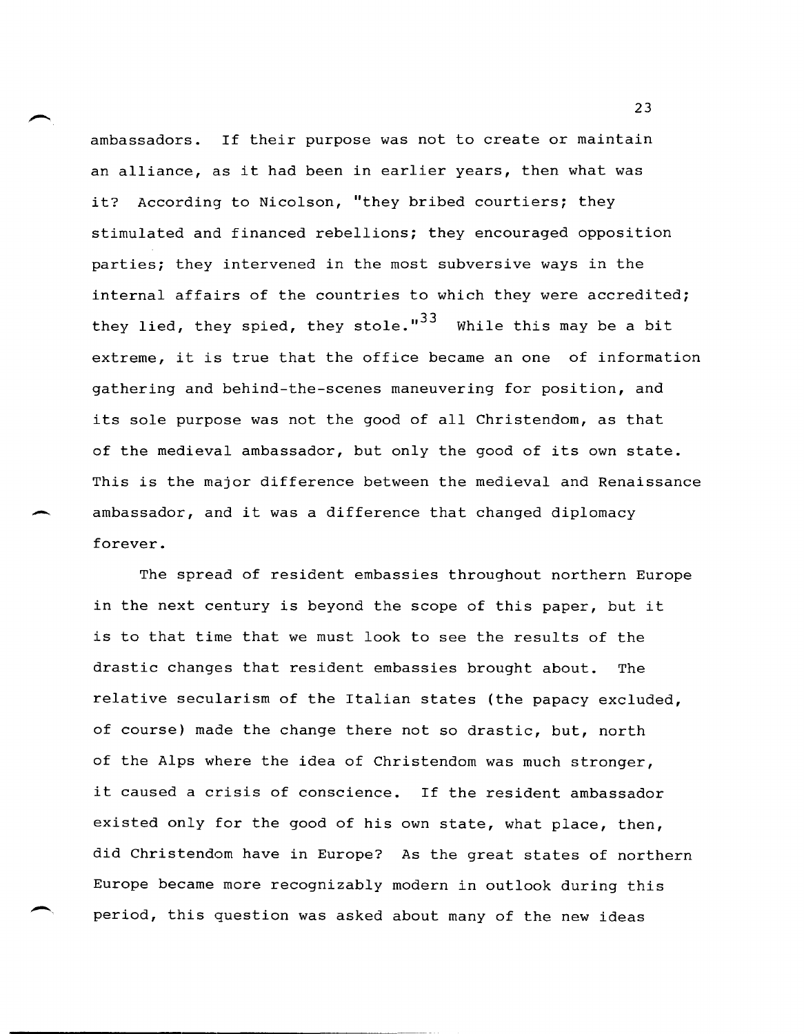ambassadors. If their purpose was not to create or maintain an alliance, as it had been in earlier years, then what was it? According to Nicolson, "they bribed courtiers; they stimulated and financed rebellions; they encouraged opposition parties; they intervened in the most subversive ways in the internal affairs of the countries to which they were accredited; they lied, they spied, they stole."[33] While this may be a bit extreme, it is true that the office became an one of information gathering and behind-the-scenes maneuvering for position, and its sole purpose was not the good of all Christendom, as that of the medieval ambassador, but only the good of its own state. This is the major difference between the medieval and Renaissance ambassador, and it was a difference that changed diplomacy forever.

The spread of resident embassies throughout northern Europe in the next century is beyond the scope of this paper, but it is to that time that we must look to see the results of the drastic changes that resident embassies brought about. The relative secularism of the Italian states (the papacy excluded, of course) made the change there not so drastic, but, north of the Alps where the idea of Christendom was much stronger, it caused a crisis of conscience. If the resident ambassador existed only for the good of his own state, what place, then, did Christendom have in Europe? As the great states of northern Europe became more recognizably modern in outlook during this period, this question was asked about many of the new ideas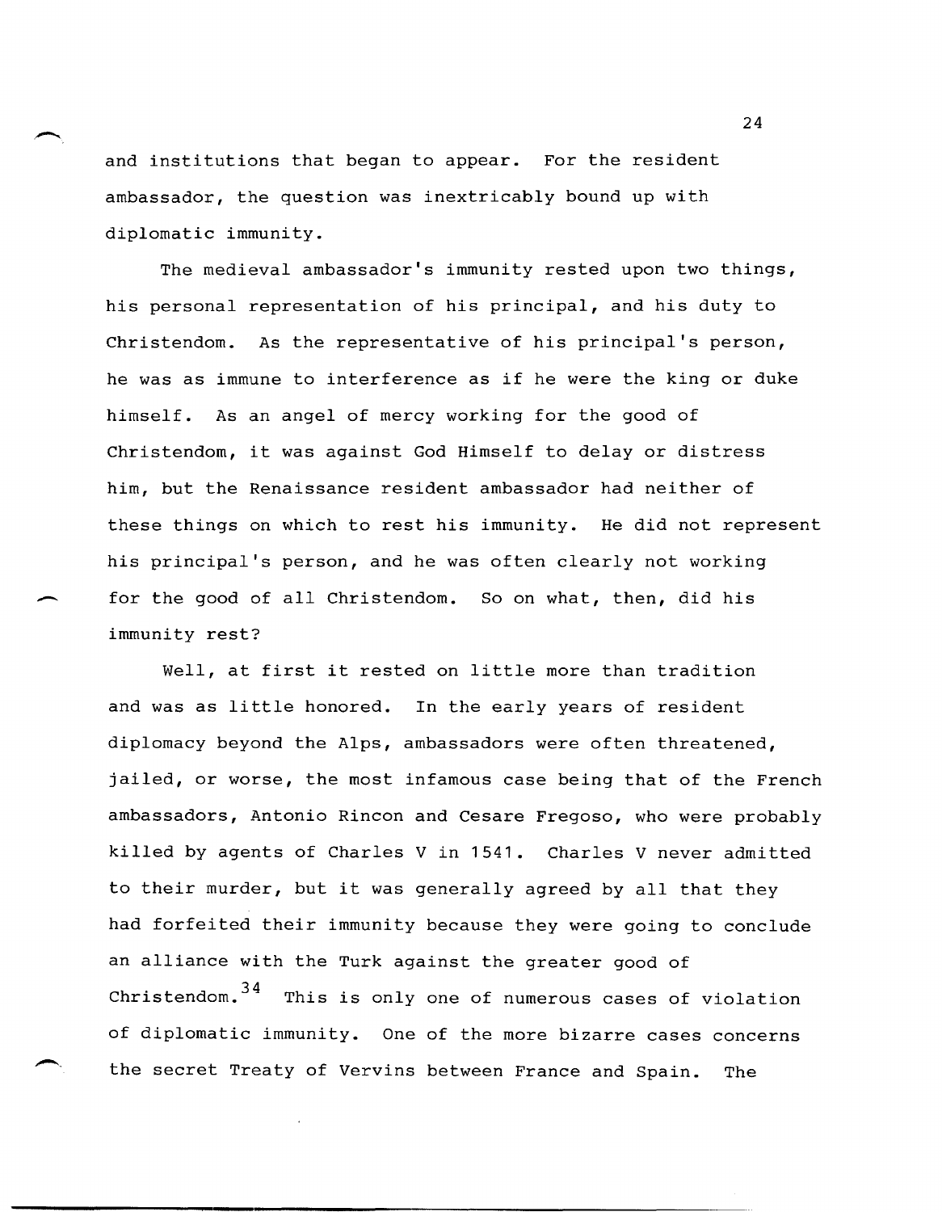and institutions that began to appear. For the resident ambassador, the question was inextricably bound up with diplomatic immunity.

The medieval ambassador's immunity rested upon two things, his personal representation of his principal, and his duty to Christendom. As the representative of his principal's person, he was as immune to interference as if he were the king or duke himself. As an angel of mercy working for the good of Christendom, it was against God Himself to delay or distress him, but the Renaissance resident ambassador had neither of these things on which to rest his immunity. He did not represent his principal's person, and he was often clearly not working for the good of all Christendom. So on what, then, did his immunity rest?

Well, at first it rested on little more than tradition and was as little honored. In the early years of resident diplomacy beyond the Alps, ambassadors were often threatened, jailed, or worse, the most infamous case being that of the French ambassadors, Antonio Rincon and Cesare Fregoso, who were probably killed by agents of Charles V in 1541. Charles V never admitted to their murder, but it was generally agreed by all that they had forfeited their immunity because they were going to conclude an alliance with the Turk against the greater good of Christendom.[34] This is only one of numerous cases of violation of diplomatic immunity. One of the more bizarre cases concerns the secret Treaty of Vervins between France and Spain. The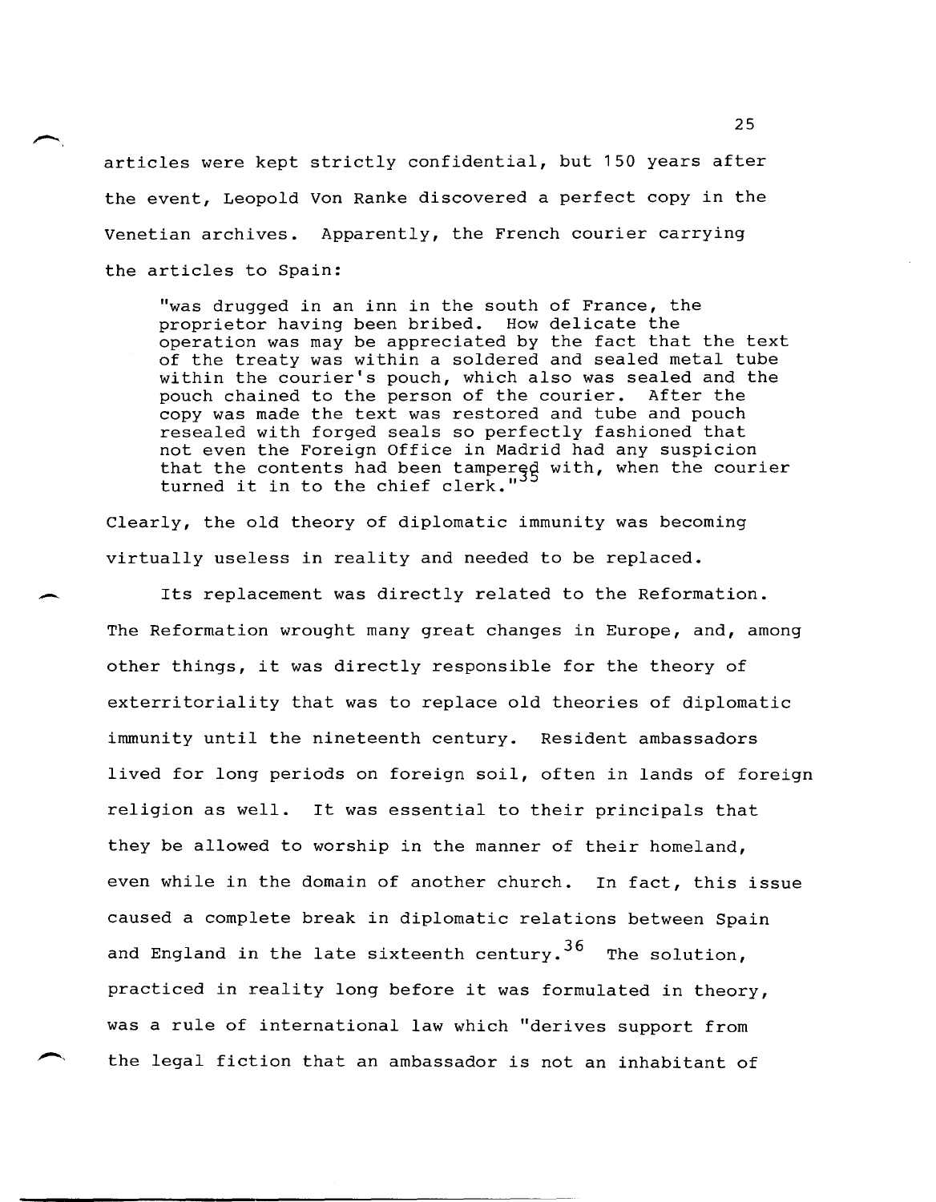articles were kept strictly confidential, but 150 years after the event, Leopold Von Ranke discovered a perfect copy in the Venetian archives. Apparently, the French courier carrying the articles to Spain:

> "was drugged in an inn in the south of France, the proprietor having been bribed. How delicate the operation was may be appreciated by the fact that the text of the treaty was within a soldered and sealed metal tube within the courier's pouch, which also was sealed and the pouch chained to the person of the courier. After the copy was made the text was restored and tube and pouch resealed with forged seals so perfectly fashioned that not even the Foreign Office in Madrid had any suspicion that the contents had been tampered with, when the courier turned it in to the chief clerk."[35]

Clearly, the old theory of diplomatic immunity was becoming virtually useless in reality and needed to be replaced.

Its replacement was directly related to the Reformation. The Reformation wrought many great changes in Europe, and, among other things, it was directly responsible for the theory of exterritoriality that was to replace old theories of diplomatic immunity until the nineteenth century. Resident ambassadors lived for long periods on foreign soil, often in lands of foreign religion as well. It was essential to their principals that they be allowed to worship in the manner of their homeland, even while in the domain of another church. In fact, this issue caused a complete break in diplomatic relations between Spain and England in the late sixteenth century.[36] The solution, practiced in reality long before it was formulated in theory, was a rule of international law which "derives support from the legal fiction that an ambassador is not an inhabitant of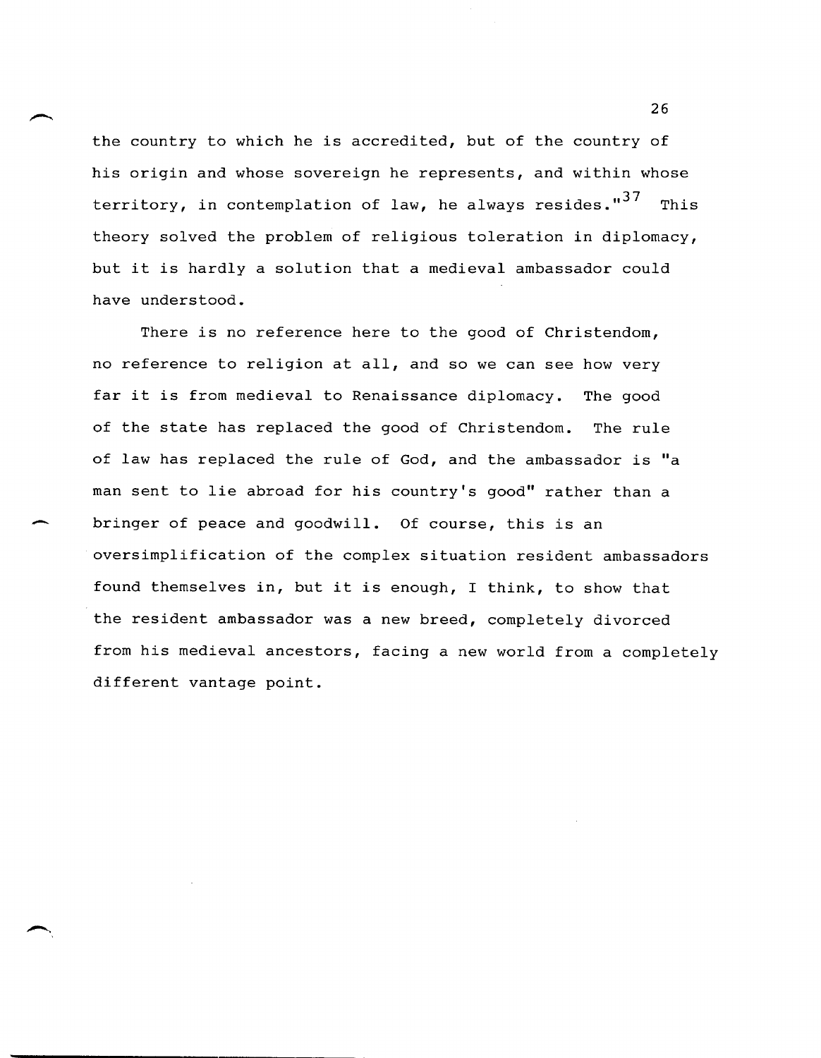the country to which he is accredited, but of the country of his origin and whose sovereign he represents, and within whose territory, in contemplation of law, he always resides."[37] This theory solved the problem of religious toleration in diplomacy, but it is hardly a solution that a medieval ambassador could have understood.

There is no reference here to the good of Christendom, no reference to religion at all, and so we can see how very far it is from medieval to Renaissance diplomacy. The good of the state has replaced the good of Christendom. The rule of law has replaced the rule of God, and the ambassador is "a man sent to lie abroad for his country's good" rather than a bringer of peace and goodwill. Of course, this is an oversimplification of the complex situation resident ambassadors found themselves in, but it is enough, I think, to show that the resident ambassador was a new breed, completely divorced from his medieval ancestors, facing a new world from a completely different vantage point.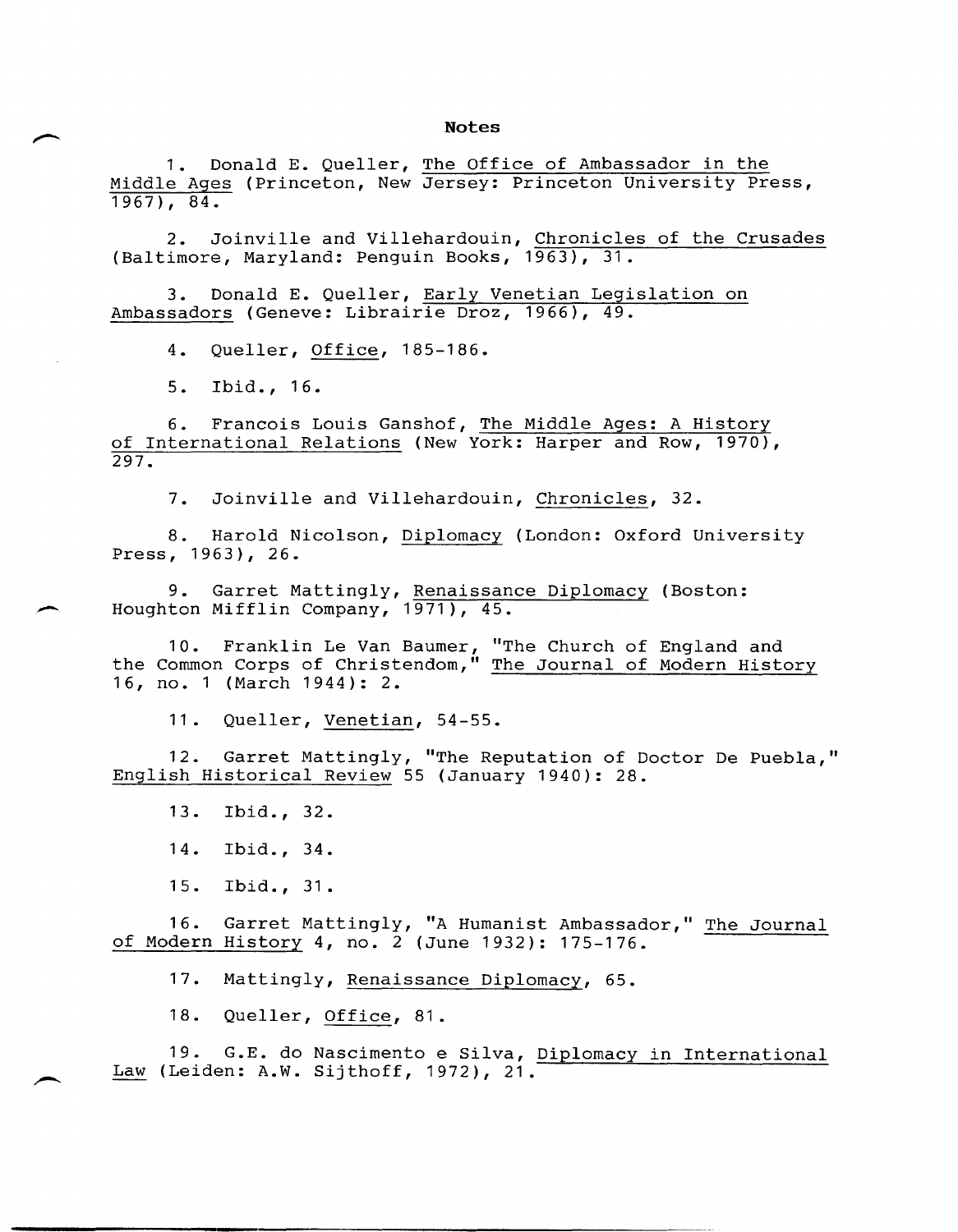# Notes

1. Donald E. Queller, The Office of Ambassador in the Middle Ages (Princeton, New Jersey: Princeton University Press, 1967), 84.

2. Joinville and Villehardouin, Chronicles of the Crusades (Baltimore, Maryland: Penguin Books, 1963), 31.

3. Donald E. Queller, Early Venetian Legislation on Ambassadors (Geneve: Librairie Droz, 1966), 49.

4. Queller, Office, 185-186.

5. Ibid., 16.

6. Francois Louis Ganshof, The Middle Ages: A History of International Relations (New York: Harper and Row, 1970), 297.

7. Joinville and Villehardouin, Chronicles, 32.

8. Harold Nicolson, Diplomacy (London: Oxford University Press, 1963), 26.

9. Garret Mattingly, Renaissance Diplomacy (Boston: Houghton Mifflin Company, 1971), 45.

10. Franklin Le Van Baumer, "The Church of England and the Common Corps of Christendom," The Journal of Modern History 16, no. 1 (March 1944): 2.

11. Queller, Venetian, 54-55.

12. Garret Mattingly, "The Reputation of Doctor De Puebla," English Historical Review 55 (January 1940): 28.

13. Ibid., 32.

14. Ibid., 34.

15. Ibid., 31.

16. Garret Mattingly, "A Humanist Ambassador," The Journal of Modern History 4, no. 2 (June 1932): 175-176.

17. Mattingly, Renaissance Diplomacy, 65.

18. Queller, Office, 81.

19. G.E. do Nascimento e Silva, Diplomacy in International Law (Leiden: A.W. Sijthoff, 1972), 21.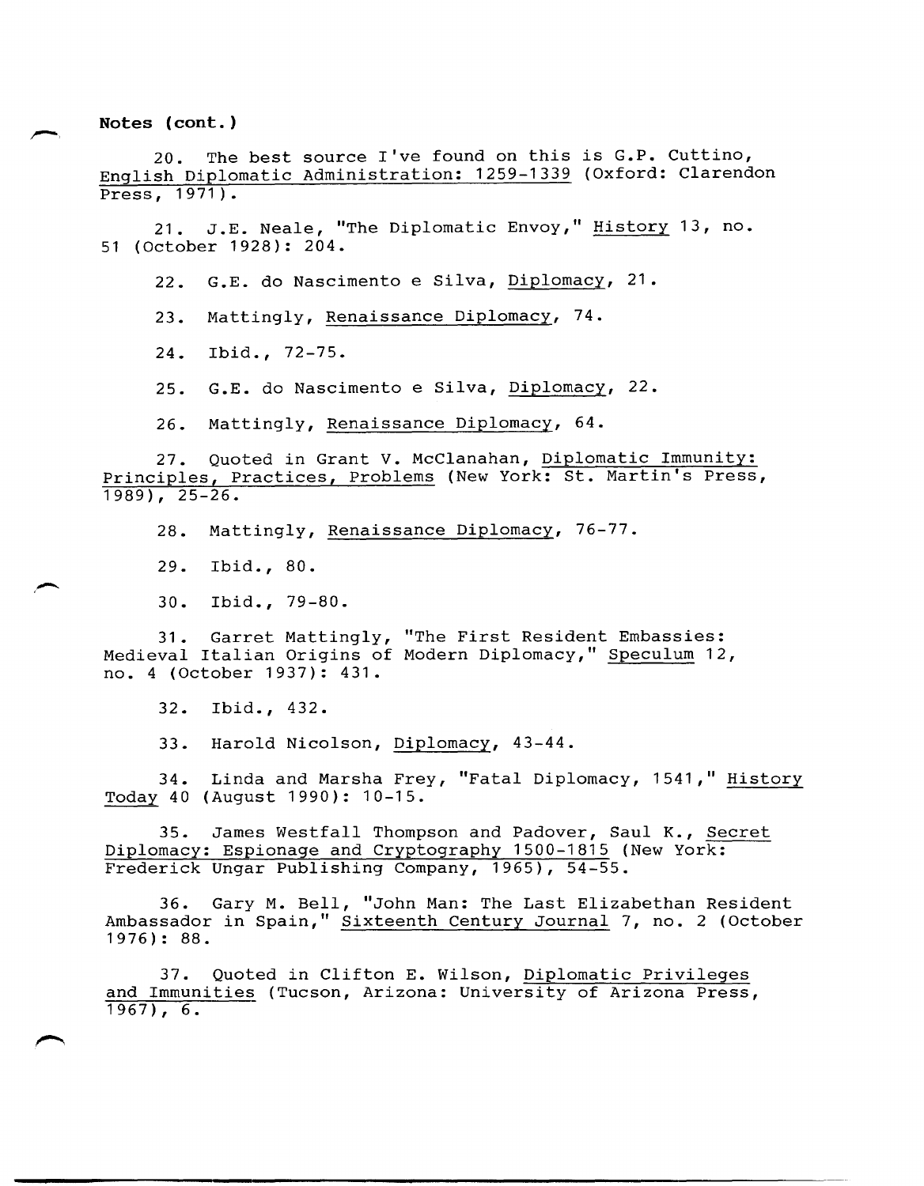**Notes (cont.)**

20. The best source I've found on this is G.P. Cuttino, English Diplomatic Administration: 1259-1339 (Oxford: Clarendon Press, 1971).

21. J.E. Neale, "The Diplomatic Envoy," History 13, no. 51 (October 1928): 204.

22. G.E. do Nascimento e Silva, Diplomacy, 21.

23. Mattingly, Renaissance Diplomacy, 74.

24. Ibid., 72-75.

25. G.E. do Nascimento e Silva, Diplomacy, 22.

26. Mattingly, Renaissance Diplomacy, 64.

27. Quoted in Grant V. McClanahan, Diplomatic Immunity: Principles, Practices, Problems (New York: St. Martin's Press, 1989), 25-26.

28. Mattingly, Renaissance Diplomacy, 76-77.

29. Ibid., 80.

30. Ibid., 79-80.

31. Garret Mattingly, "The First Resident Embassies: Medieval Italian Origins of Modern Diplomacy," Speculum 12, no. 4 (October 1937): 431.

32. Ibid., 432.

33. Harold Nicolson, Diplomacy, 43-44.

34. Linda and Marsha Frey, "Fatal Diplomacy, 1541," History Today 40 (August 1990): 10-15.

35. James Westfall Thompson and Padover, Saul K., Secret Diplomacy: Espionage and Cryptography 1500-1815 (New York: Frederick Ungar Publishing Company, 1965), 54-55.

36. Gary M. Bell, "John Man: The Last Elizabethan Resident Ambassador in Spain," Sixteenth Century Journal 7, no. 2 (October 1976): 88.

37. Quoted in Clifton E. Wilson, Diplomatic Privileges and Immunities (Tucson, Arizona: University of Arizona Press, 1967), 6.